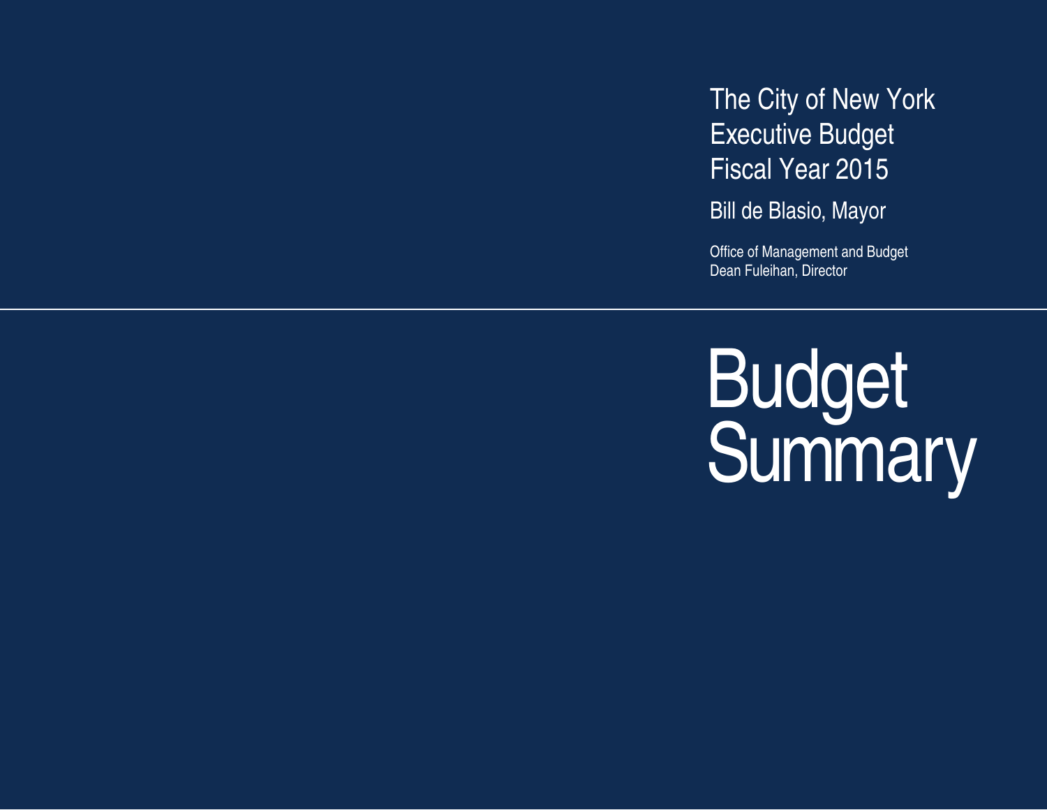The City of New York
Executive Budget
Fiscal Year 2015

Bill de Blasio, Mayor

Office of Management and Budget
Dean Fuleihan, Director

# Budget Summary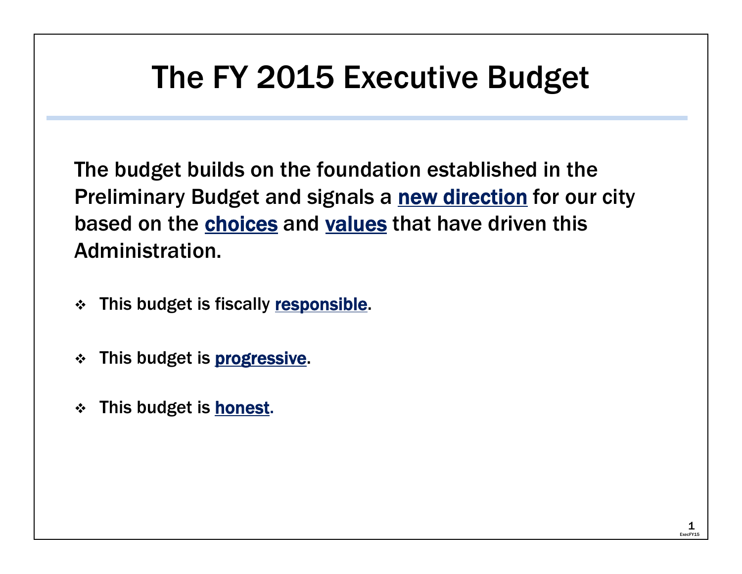# The FY 2015 Executive Budget

**The budget builds on the foundation established in the Preliminary Budget and signals a new direction for our city based on the choices and values that have driven this Administration.**

- **This budget is fiscally responsible.**
- **This budget is progressive.**
- **This budget is honest.**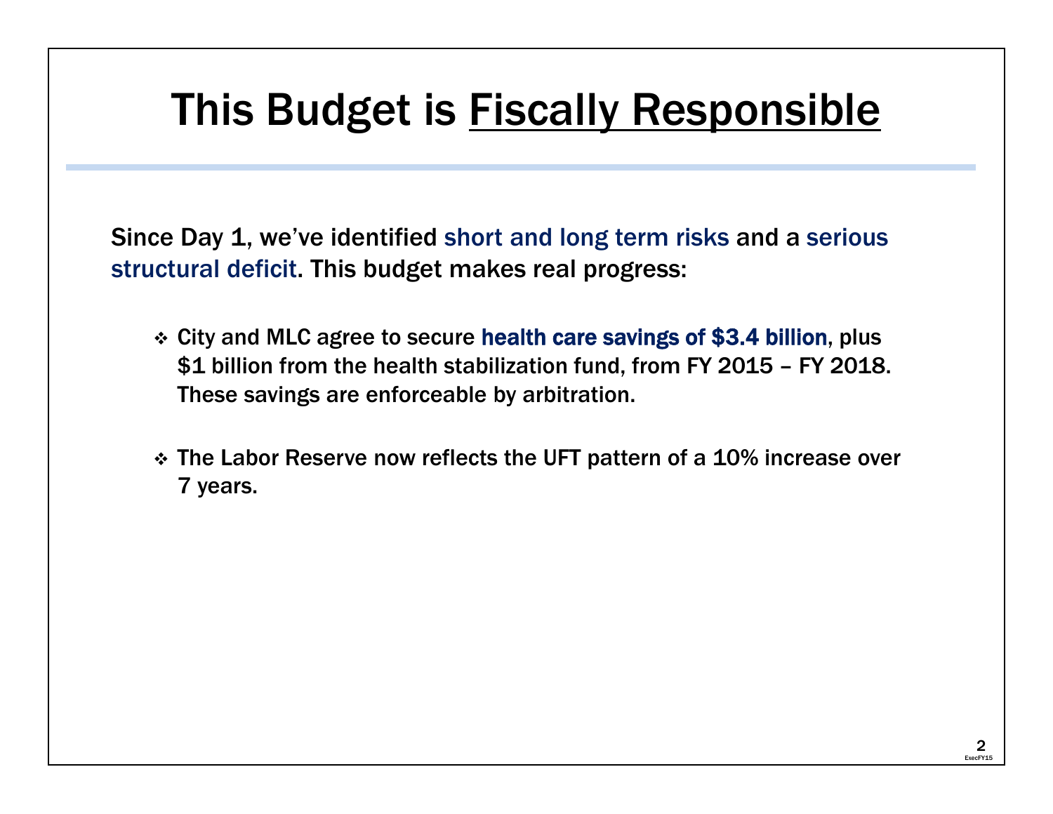# This Budget is Fiscally Responsible

Since Day 1, we've identified short and long term risks and a serious structural deficit. This budget makes real progress:

- City and MLC agree to secure health care savings of $3.4 billion, plus $1 billion from the health stabilization fund, from FY 2015 – FY 2018. These savings are enforceable by arbitration.

- The Labor Reserve now reflects the UFT pattern of a 10% increase over 7 years.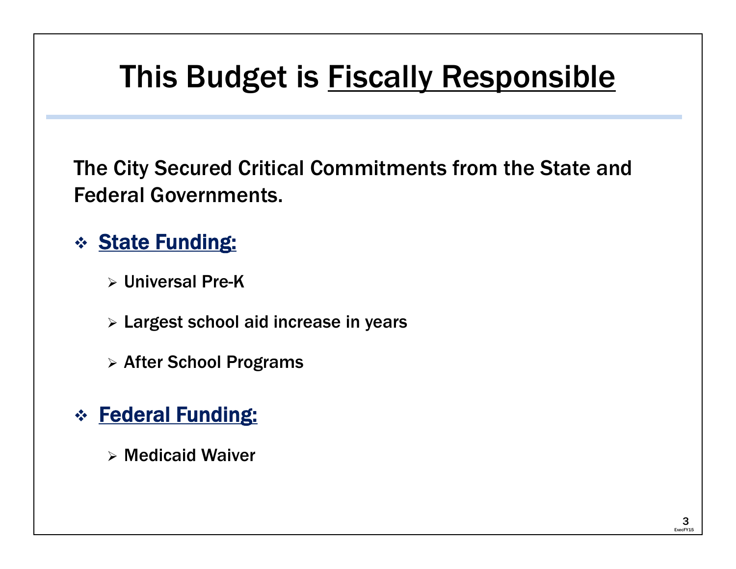# This Budget is Fiscally Responsible

The City Secured Critical Commitments from the State and Federal Governments.

- **State Funding:**
  - Universal Pre-K
  - Largest school aid increase in years
  - After School Programs
- **Federal Funding:**
  - Medicaid Waiver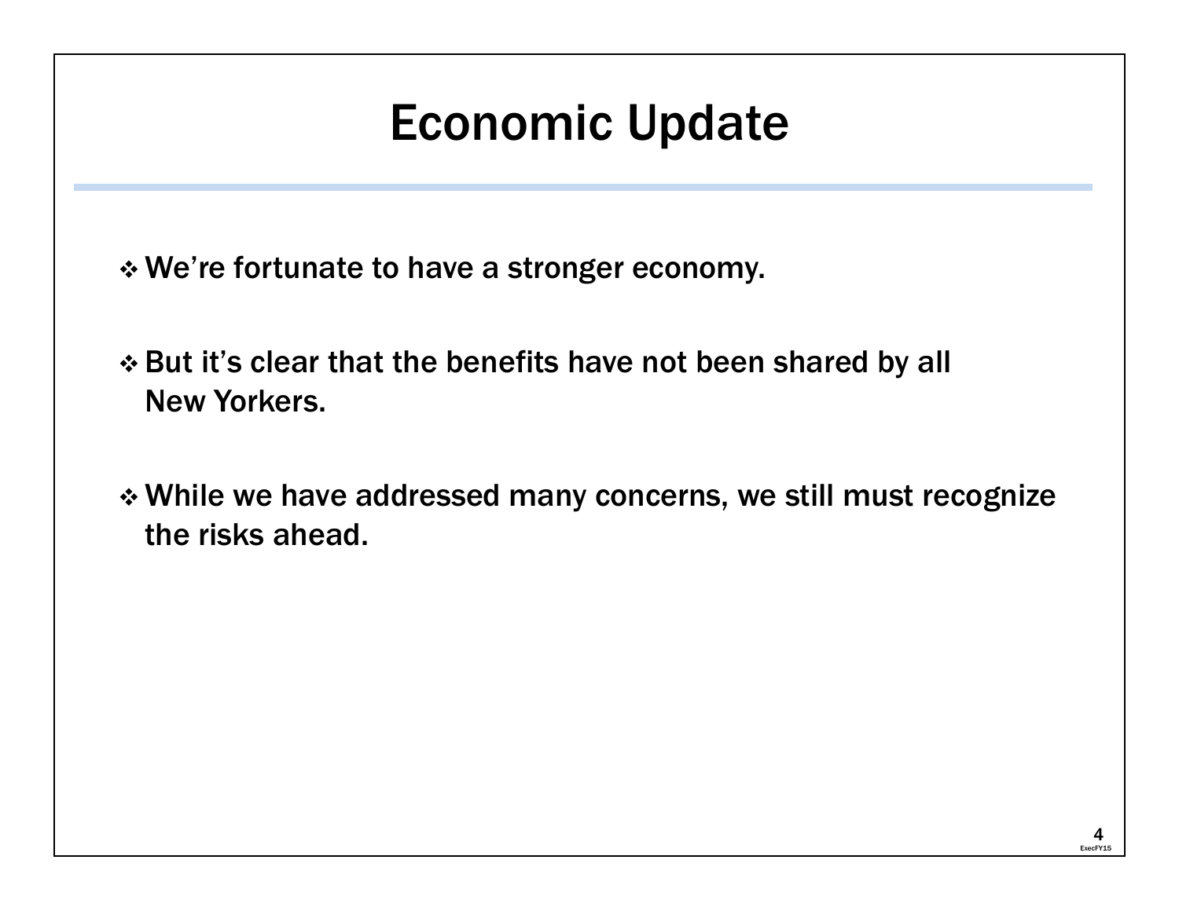# Economic Update

- We're fortunate to have a stronger economy.
- But it's clear that the benefits have not been shared by all New Yorkers.
- While we have addressed many concerns, we still must recognize the risks ahead.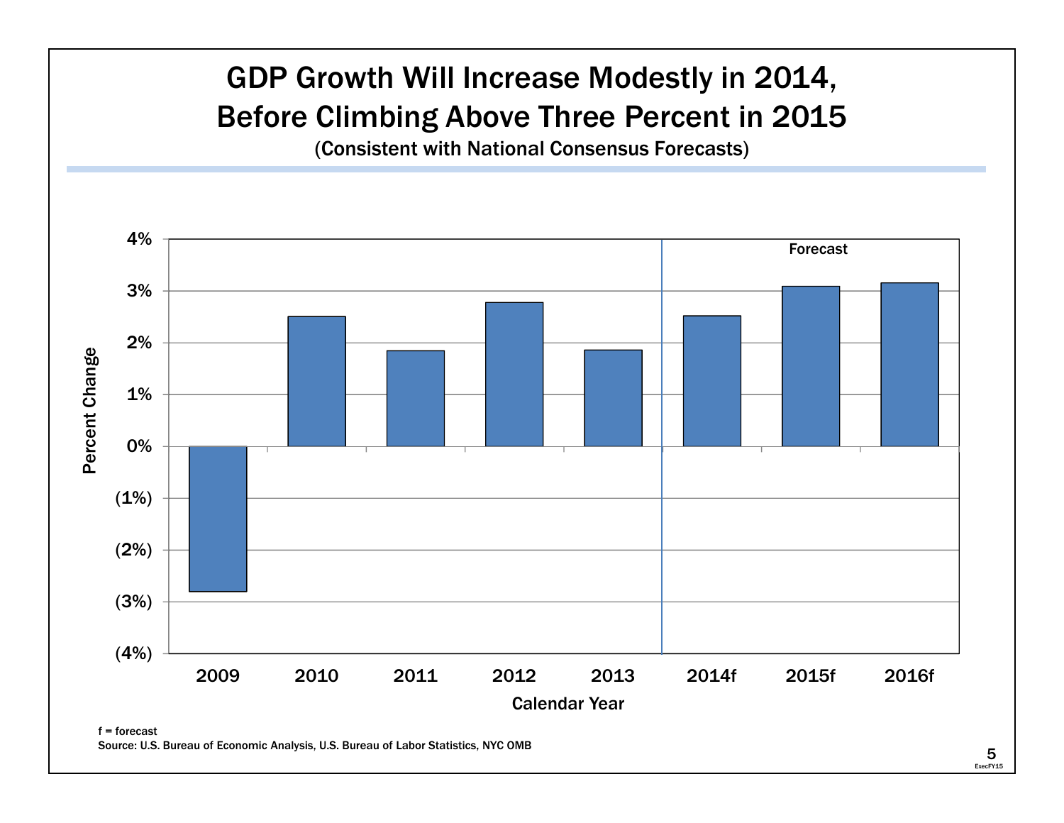# GDP Growth Will Increase Modestly in 2014, Before Climbing Above Three Percent in 2015

(Consistent with National Consensus Forecasts)

Percent Change

4%
3%
2%
1%
0%
(1%)
(2%)
(3%)
(4%)

Forecast

2009 2010 2011 2012 2013 2014f 2015f 2016f

Calendar Year

f = forecast

Source: U.S. Bureau of Economic Analysis, U.S. Bureau of Labor Statistics, NYC OMB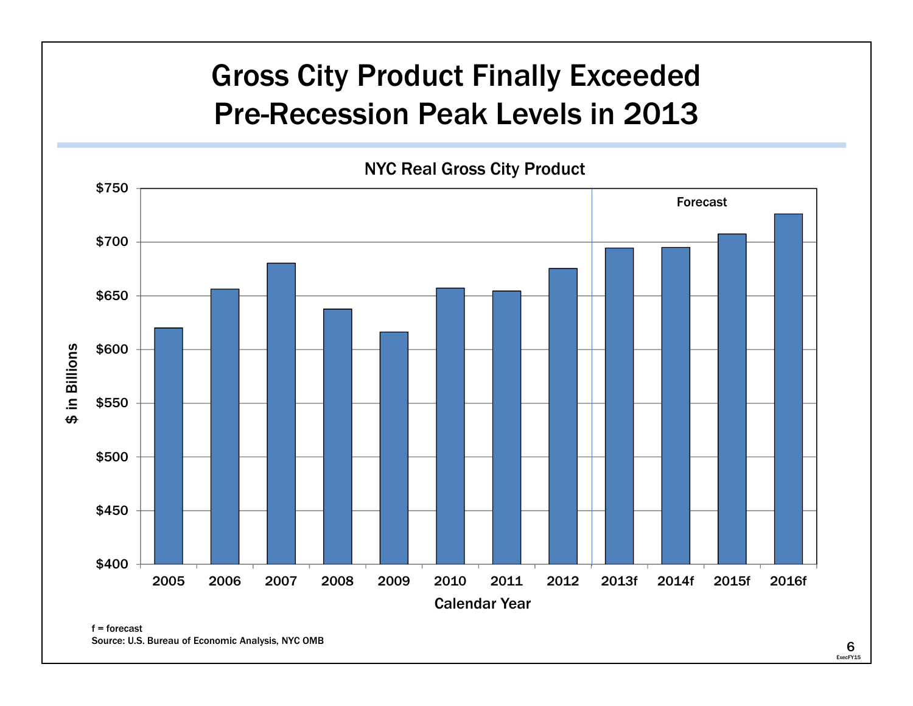# Gross City Product Finally Exceeded Pre-Recession Peak Levels in 2013

NYC Real Gross City Product

$ in Billions

Calendar Year

Forecast

f = forecast

Source: U.S. Bureau of Economic Analysis, NYC OMB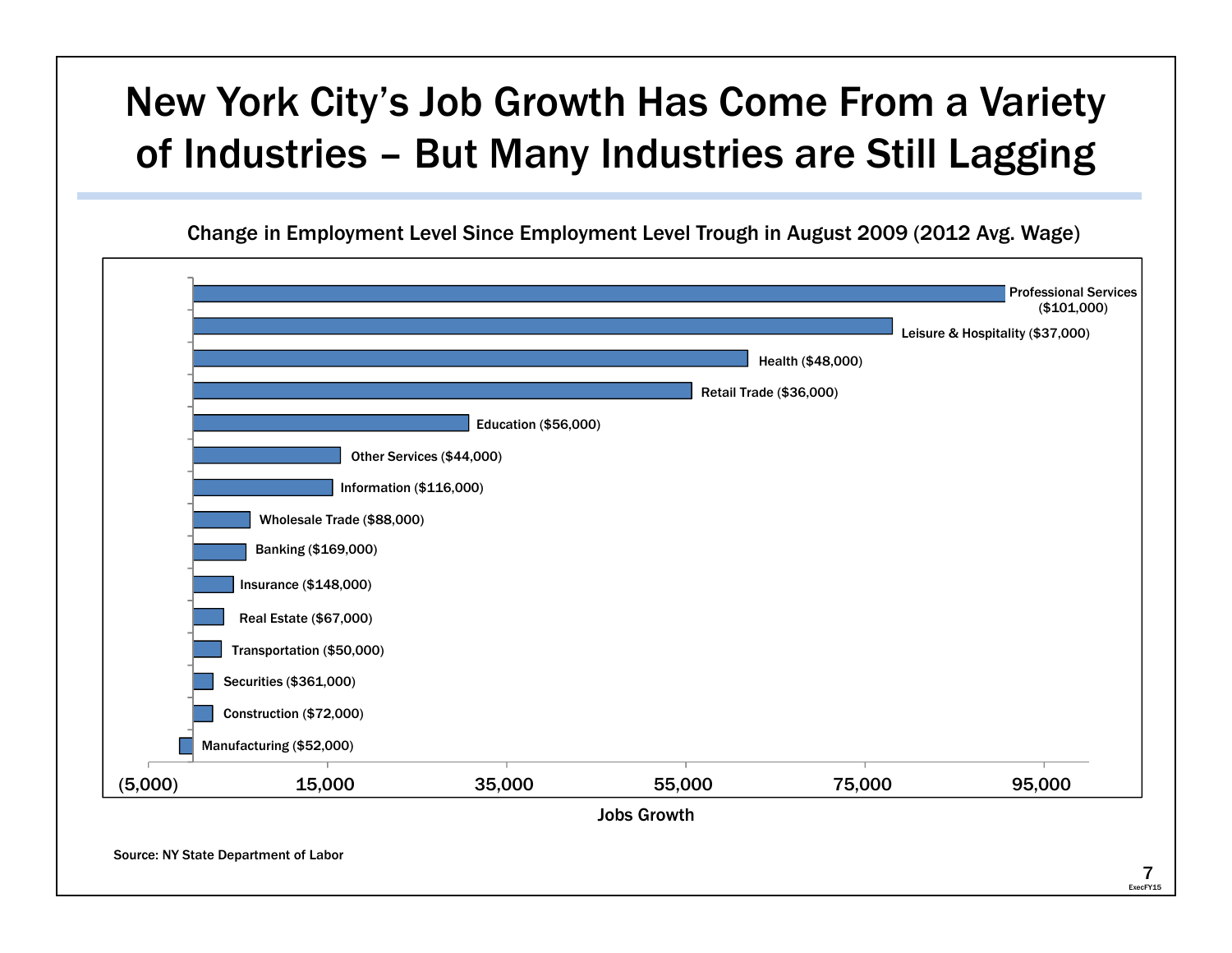# New York City's Job Growth Has Come From a Variety of Industries – But Many Industries are Still Lagging

Change in Employment Level Since Employment Level Trough in August 2009 (2012 Avg. Wage)

| Industry (2012 Avg. Wage) |
|---|
| Professional Services ($101,000) |
| Leisure & Hospitality ($37,000) |
| Health ($48,000) |
| Retail Trade ($36,000) |
| Education ($56,000) |
| Other Services ($44,000) |
| Information ($116,000) |
| Wholesale Trade ($88,000) |
| Banking ($169,000) |
| Insurance ($148,000) |
| Real Estate ($67,000) |
| Transportation ($50,000) |
| Securities ($361,000) |
| Construction ($72,000) |
| Manufacturing ($52,000) |

Jobs Growth axis: (5,000) · 15,000 · 35,000 · 55,000 · 75,000 · 95,000

Source: NY State Department of Labor

ExecFY15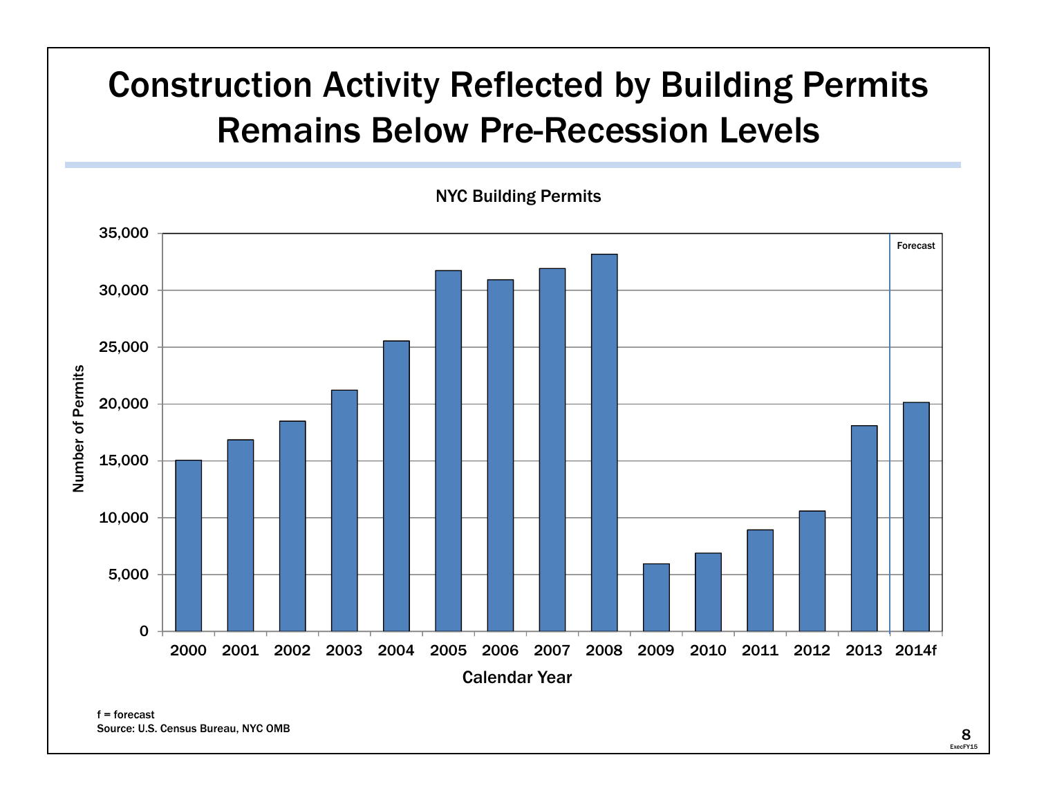# Construction Activity Reflected by Building Permits Remains Below Pre-Recession Levels

NYC Building Permits

f = forecast

Source: U.S. Census Bureau, NYC OMB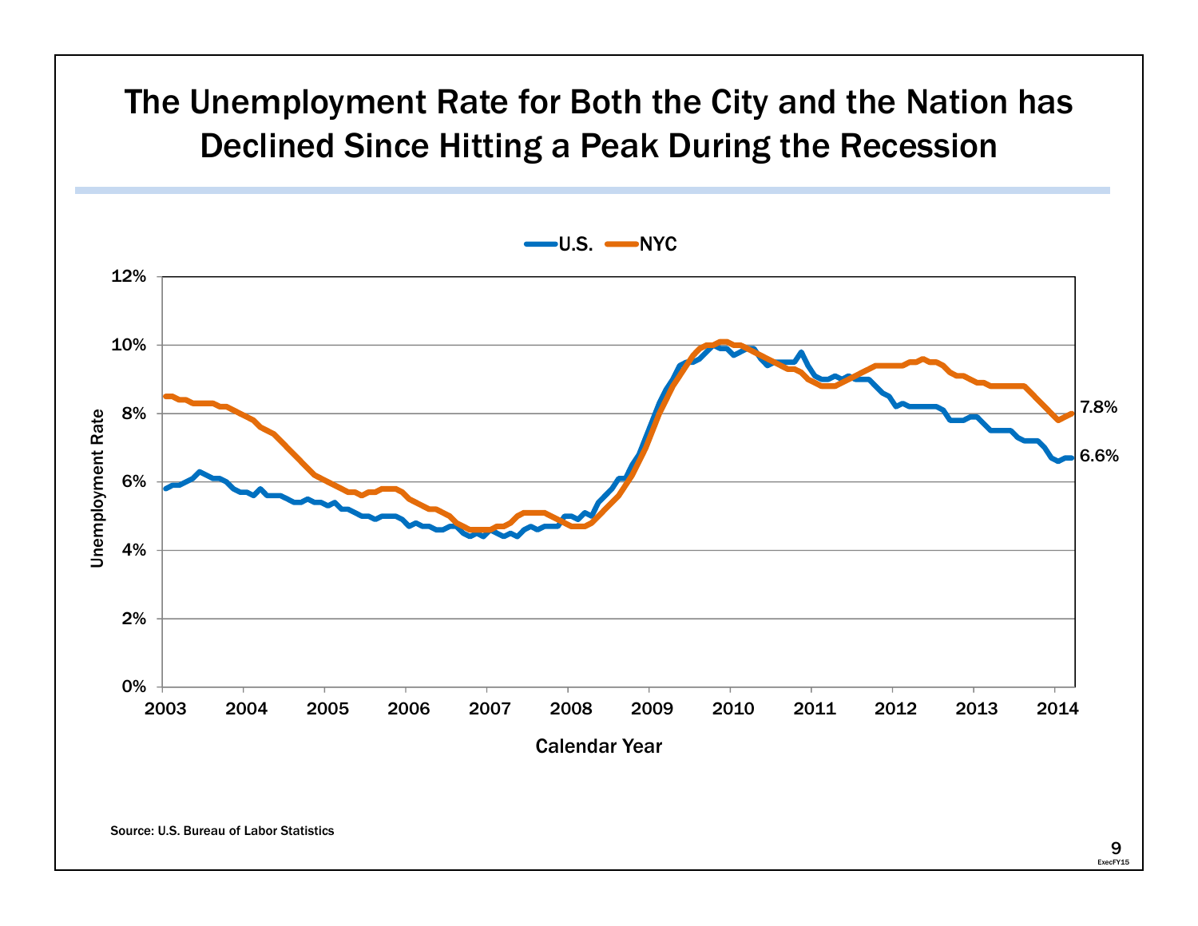# The Unemployment Rate for Both the City and the Nation has Declined Since Hitting a Peak During the Recession

U.S. NYC

Unemployment Rate

12%
10%
8%
6%
4%
2%
0%

7.8%
6.6%

2003 2004 2005 2006 2007 2008 2009 2010 2011 2012 2013 2014

Calendar Year

Source: U.S. Bureau of Labor Statistics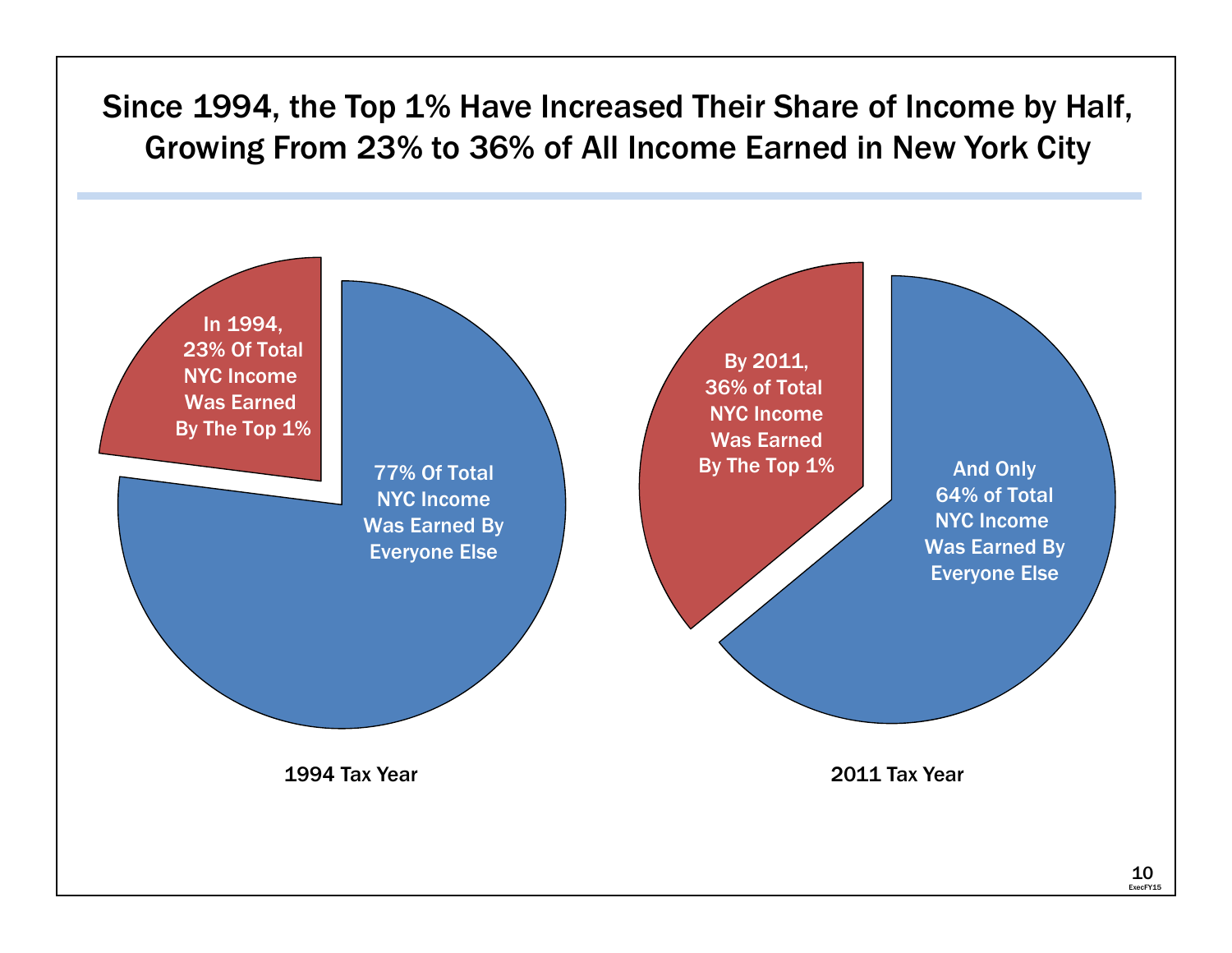# Since 1994, the Top 1% Have Increased Their Share of Income by Half, Growing From 23% to 36% of All Income Earned in New York City

In 1994, 23% Of Total NYC Income Was Earned By The Top 1%

77% Of Total NYC Income Was Earned By Everyone Else

1994 Tax Year

By 2011, 36% of Total NYC Income Was Earned By The Top 1%

And Only 64% of Total NYC Income Was Earned By Everyone Else

2011 Tax Year

ExecFY15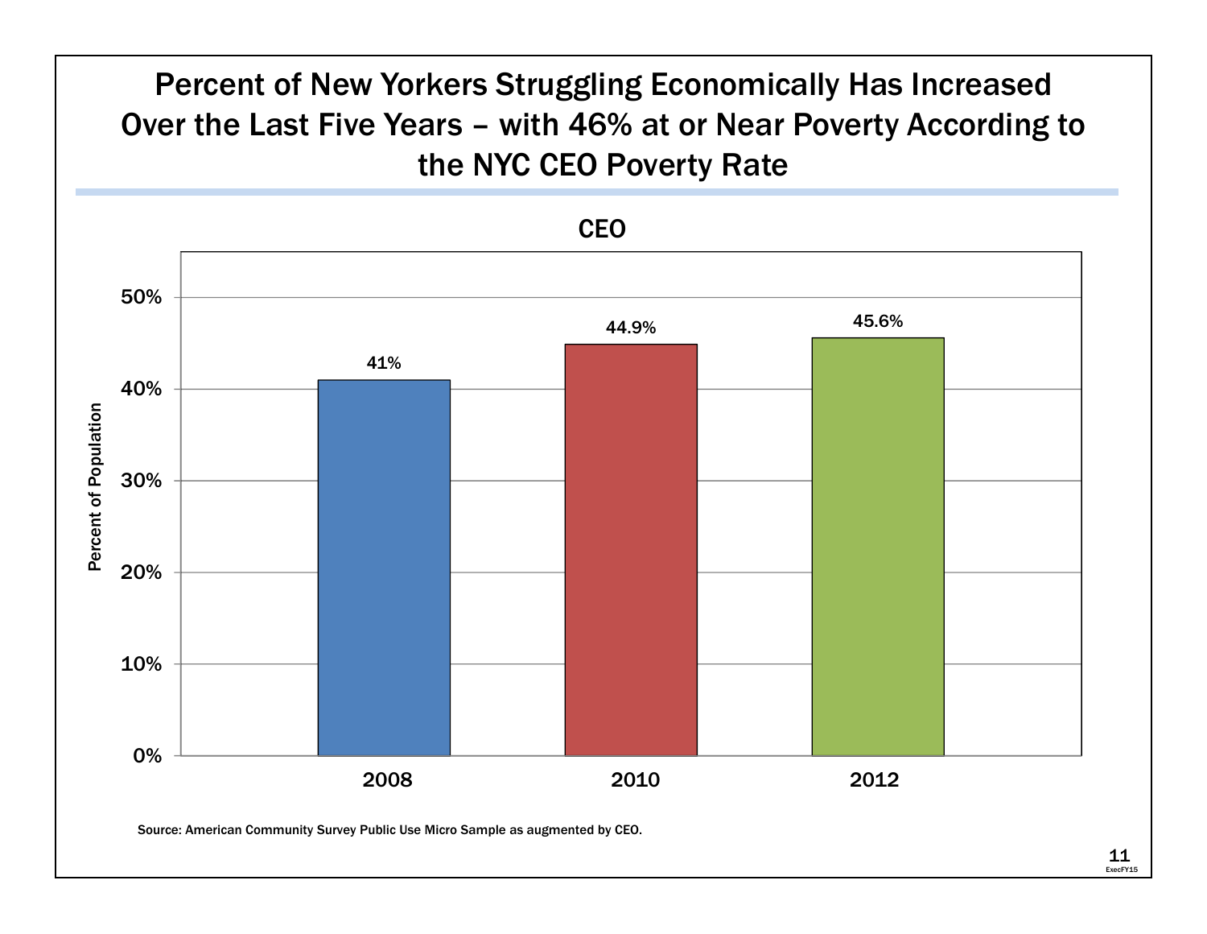# Percent of New Yorkers Struggling Economically Has Increased Over the Last Five Years – with 46% at or Near Poverty According to the NYC CEO Poverty Rate

**CEO**

| Year | Percent of Population |
|---|---|
| 2008 | 41% |
| 2010 | 44.9% |
| 2012 | 45.6% |

Source: American Community Survey Public Use Micro Sample as augmented by CEO.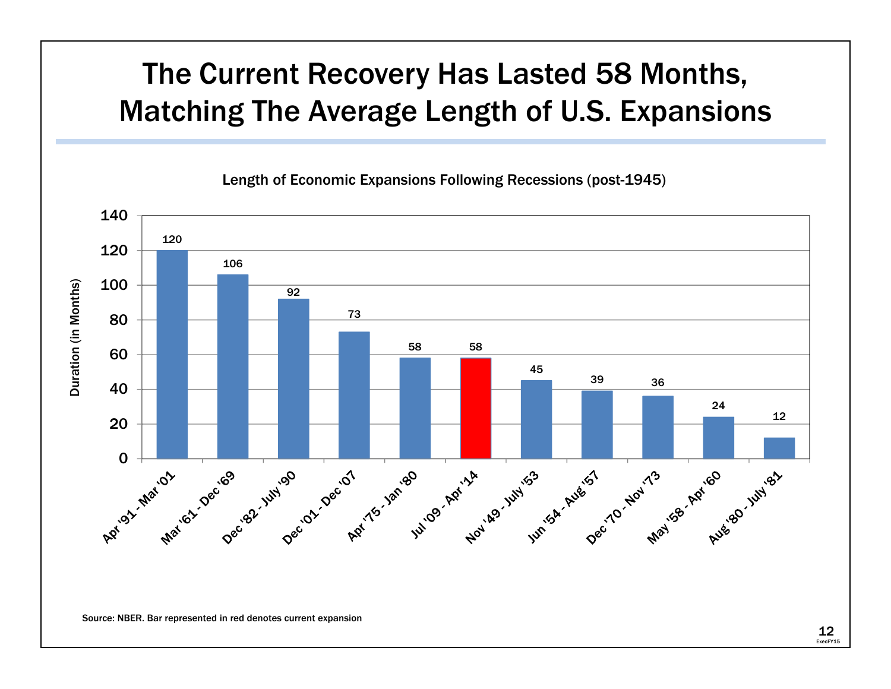# The Current Recovery Has Lasted 58 Months, Matching The Average Length of U.S. Expansions

Length of Economic Expansions Following Recessions (post-1945)

| Expansion | Duration (in Months) |
|---|---|
| Apr '91 - Mar '01 | 120 |
| Mar '61 - Dec '69 | 106 |
| Dec '82 - July '90 | 92 |
| Dec '01 - Dec '07 | 73 |
| Apr '75 - Jan '80 | 58 |
| Jul '09 - Apr '14 | 58 |
| Nov '49 - July '53 | 45 |
| Jun '54 - Aug '57 | 39 |
| Dec '70 - Nov '73 | 36 |
| May '58 - Apr '60 | 24 |
| Aug '80 - July '81 | 12 |

Source: NBER. Bar represented in red denotes current expansion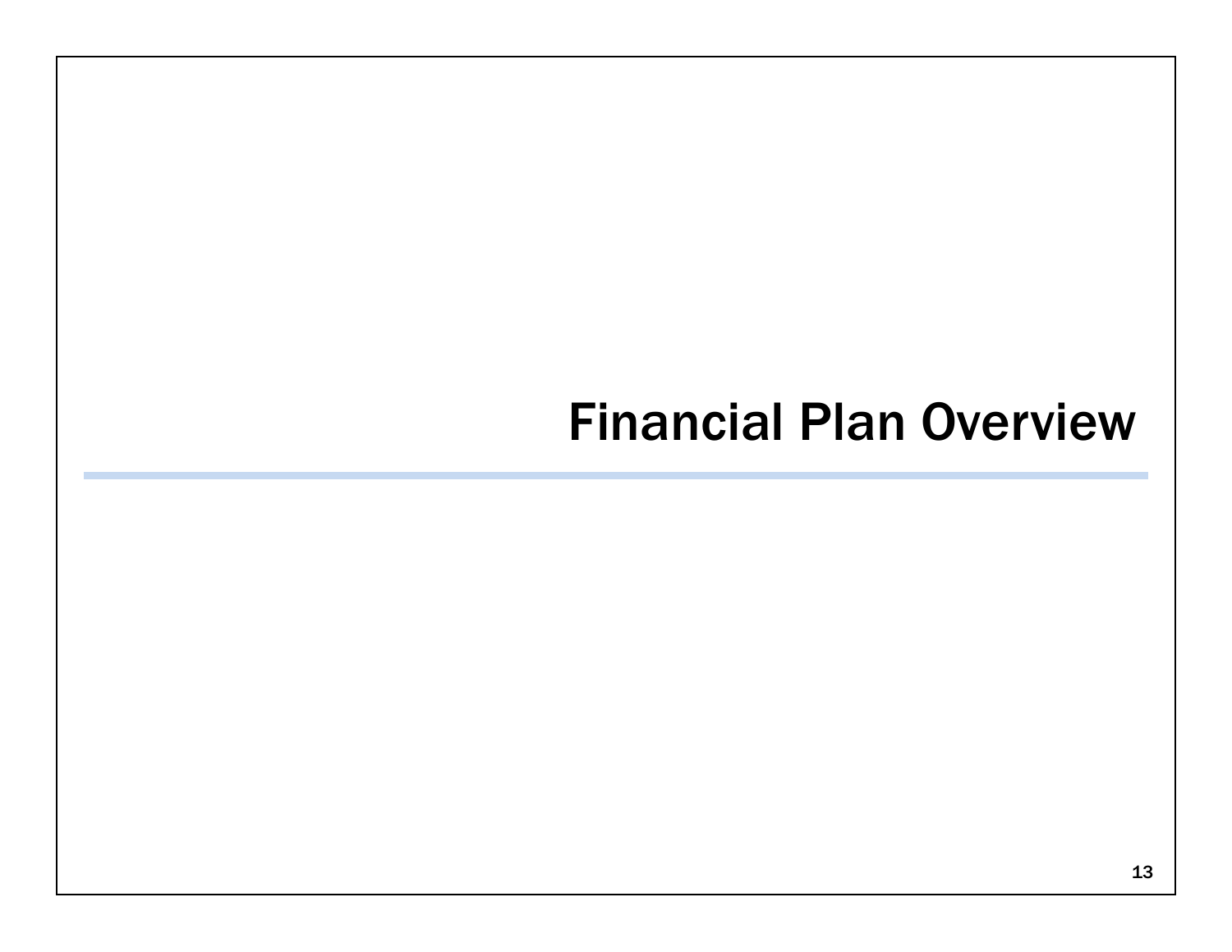# Financial Plan Overview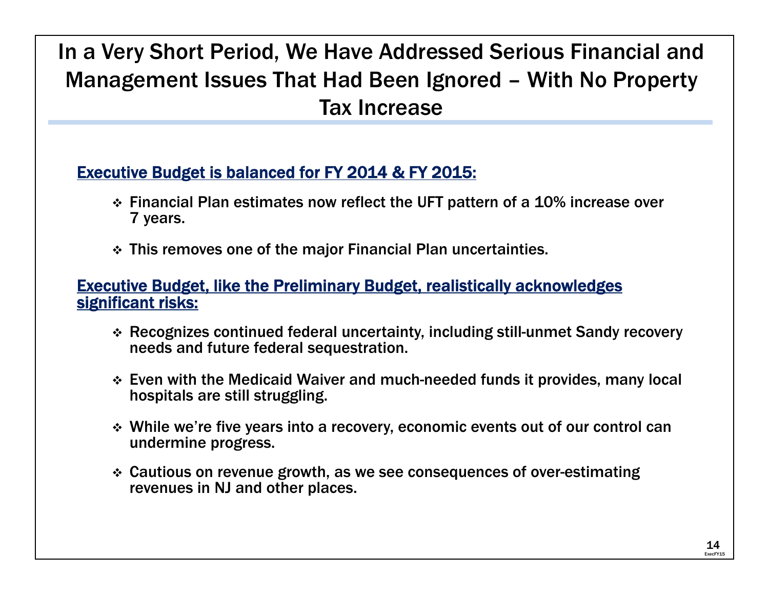# In a Very Short Period, We Have Addressed Serious Financial and Management Issues That Had Been Ignored – With No Property Tax Increase

## Executive Budget is balanced for FY 2014 & FY 2015:

- Financial Plan estimates now reflect the UFT pattern of a 10% increase over 7 years.
- This removes one of the major Financial Plan uncertainties.

## Executive Budget, like the Preliminary Budget, realistically acknowledges significant risks:

- Recognizes continued federal uncertainty, including still-unmet Sandy recovery needs and future federal sequestration.
- Even with the Medicaid Waiver and much-needed funds it provides, many local hospitals are still struggling.
- While we're five years into a recovery, economic events out of our control can undermine progress.
- Cautious on revenue growth, as we see consequences of over-estimating revenues in NJ and other places.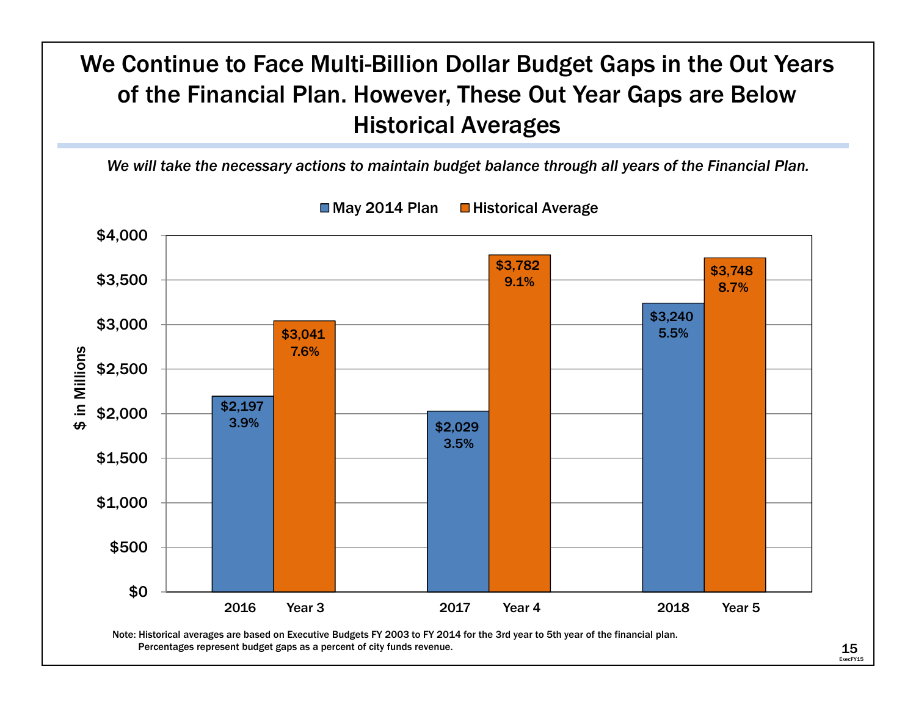# We Continue to Face Multi-Billion Dollar Budget Gaps in the Out Years of the Financial Plan. However, These Out Year Gaps are Below Historical Averages

*We will take the necessary actions to maintain budget balance through all years of the Financial Plan.*

| ($ in Millions) | May 2014 Plan | Historical Average |
|---|---|---|
| 2016 / Year 3 | $2,197 (3.9%) | $3,041 (7.6%) |
| 2017 / Year 4 | $2,029 (3.5%) | $3,782 (9.1%) |
| 2018 / Year 5 | $3,240 (5.5%) | $3,748 (8.7%) |

Note: Historical averages are based on Executive Budgets FY 2003 to FY 2014 for the 3rd year to 5th year of the financial plan.
Percentages represent budget gaps as a percent of city funds revenue.

ExecFY15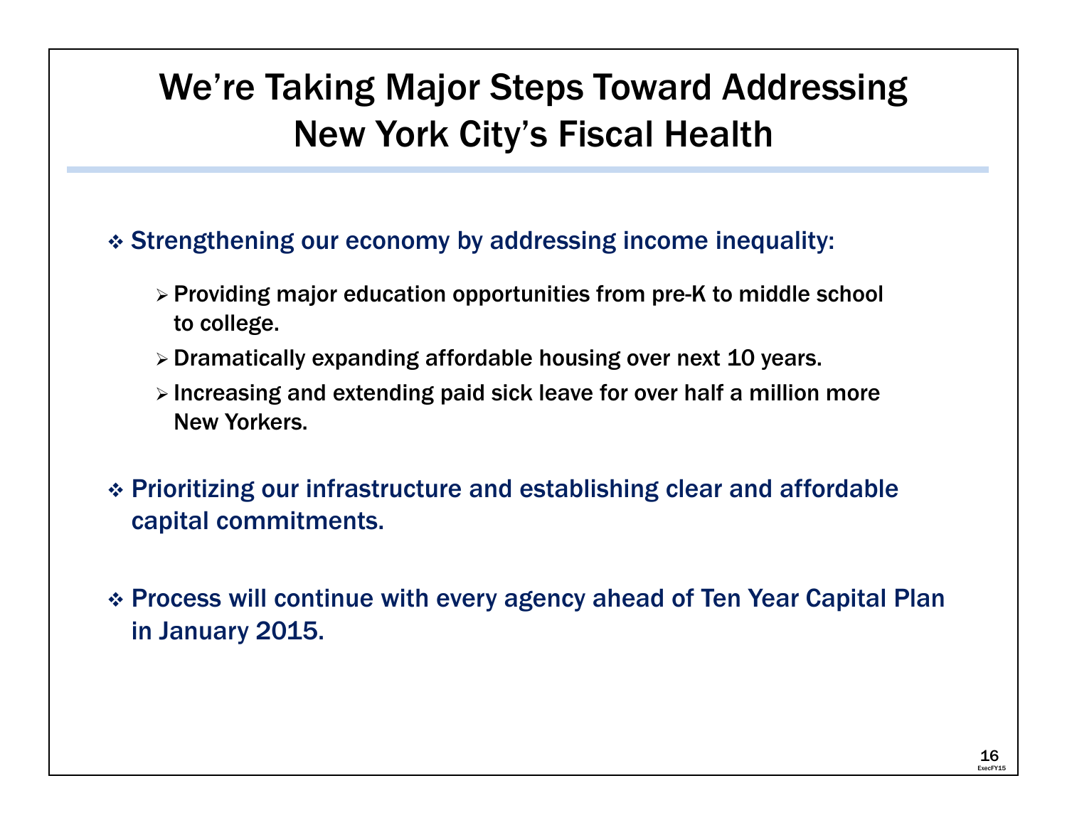# We're Taking Major Steps Toward Addressing New York City's Fiscal Health

- Strengthening our economy by addressing income inequality:
  - Providing major education opportunities from pre-K to middle school to college.
  - Dramatically expanding affordable housing over next 10 years.
  - Increasing and extending paid sick leave for over half a million more New Yorkers.
- Prioritizing our infrastructure and establishing clear and affordable capital commitments.
- Process will continue with every agency ahead of Ten Year Capital Plan in January 2015.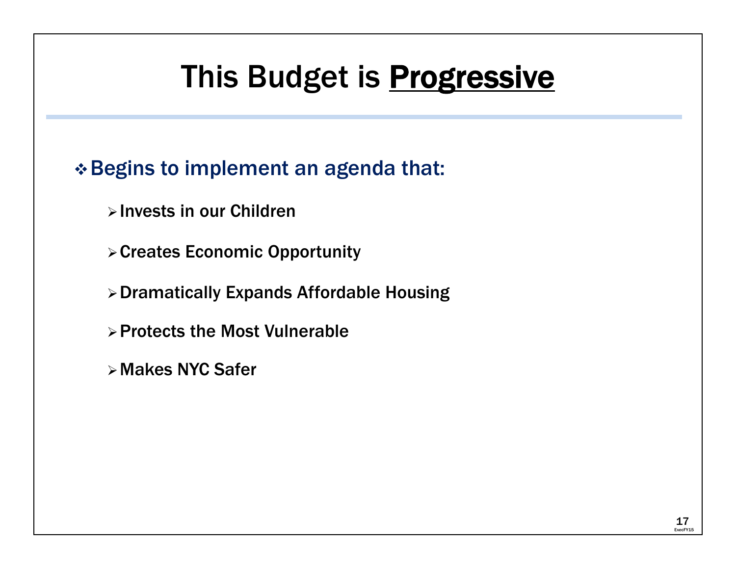# This Budget is Progressive

- Begins to implement an agenda that:
  - Invests in our Children
  - Creates Economic Opportunity
  - Dramatically Expands Affordable Housing
  - Protects the Most Vulnerable
  - Makes NYC Safer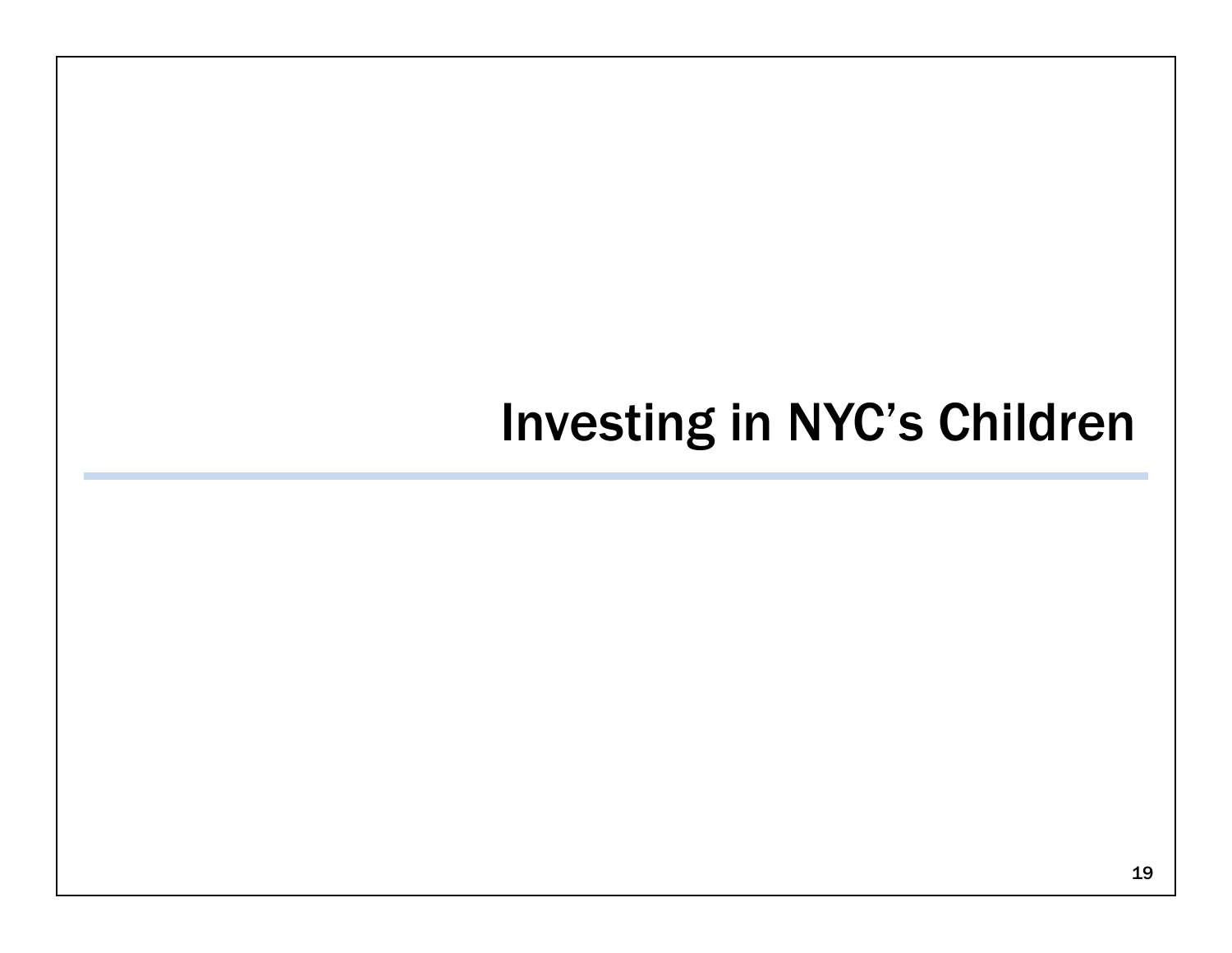# Investing in NYC's Children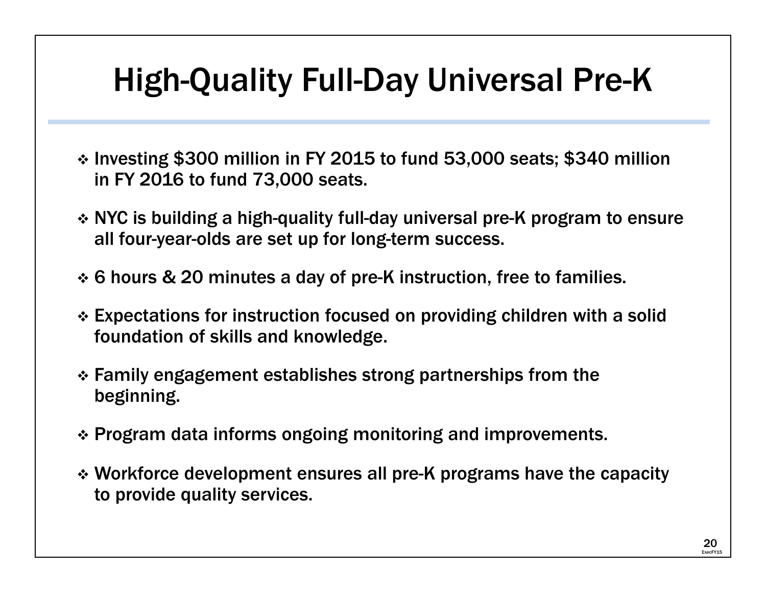# High-Quality Full-Day Universal Pre-K

- Investing $300 million in FY 2015 to fund 53,000 seats; $340 million in FY 2016 to fund 73,000 seats.
- NYC is building a high-quality full-day universal pre-K program to ensure all four-year-olds are set up for long-term success.
- 6 hours & 20 minutes a day of pre-K instruction, free to families.
- Expectations for instruction focused on providing children with a solid foundation of skills and knowledge.
- Family engagement establishes strong partnerships from the beginning.
- Program data informs ongoing monitoring and improvements.
- Workforce development ensures all pre-K programs have the capacity to provide quality services.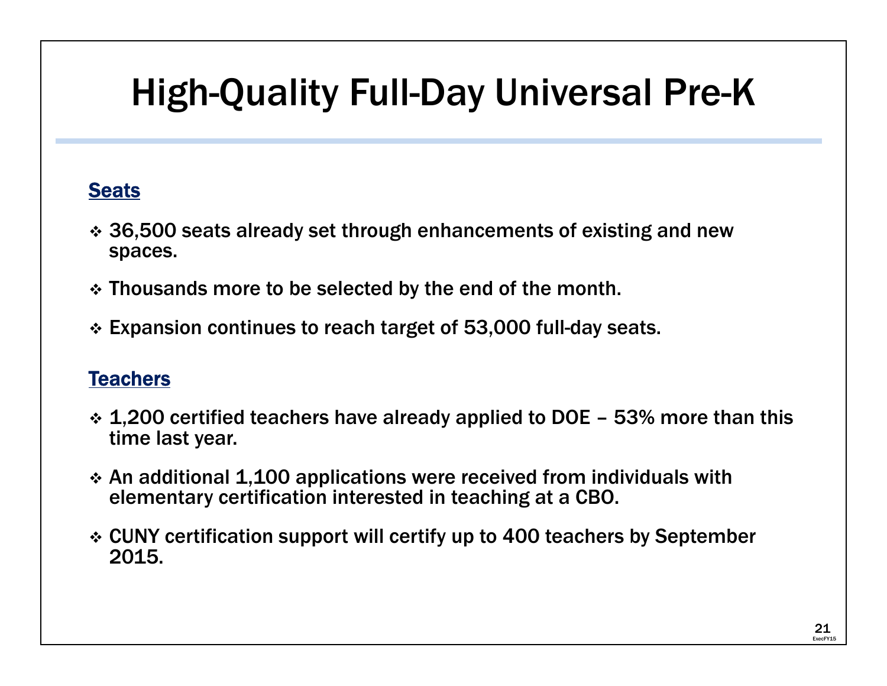# High-Quality Full-Day Universal Pre-K

## Seats

- 36,500 seats already set through enhancements of existing and new spaces.
- Thousands more to be selected by the end of the month.
- Expansion continues to reach target of 53,000 full-day seats.

## Teachers

- 1,200 certified teachers have already applied to DOE – 53% more than this time last year.
- An additional 1,100 applications were received from individuals with elementary certification interested in teaching at a CBO.
- CUNY certification support will certify up to 400 teachers by September 2015.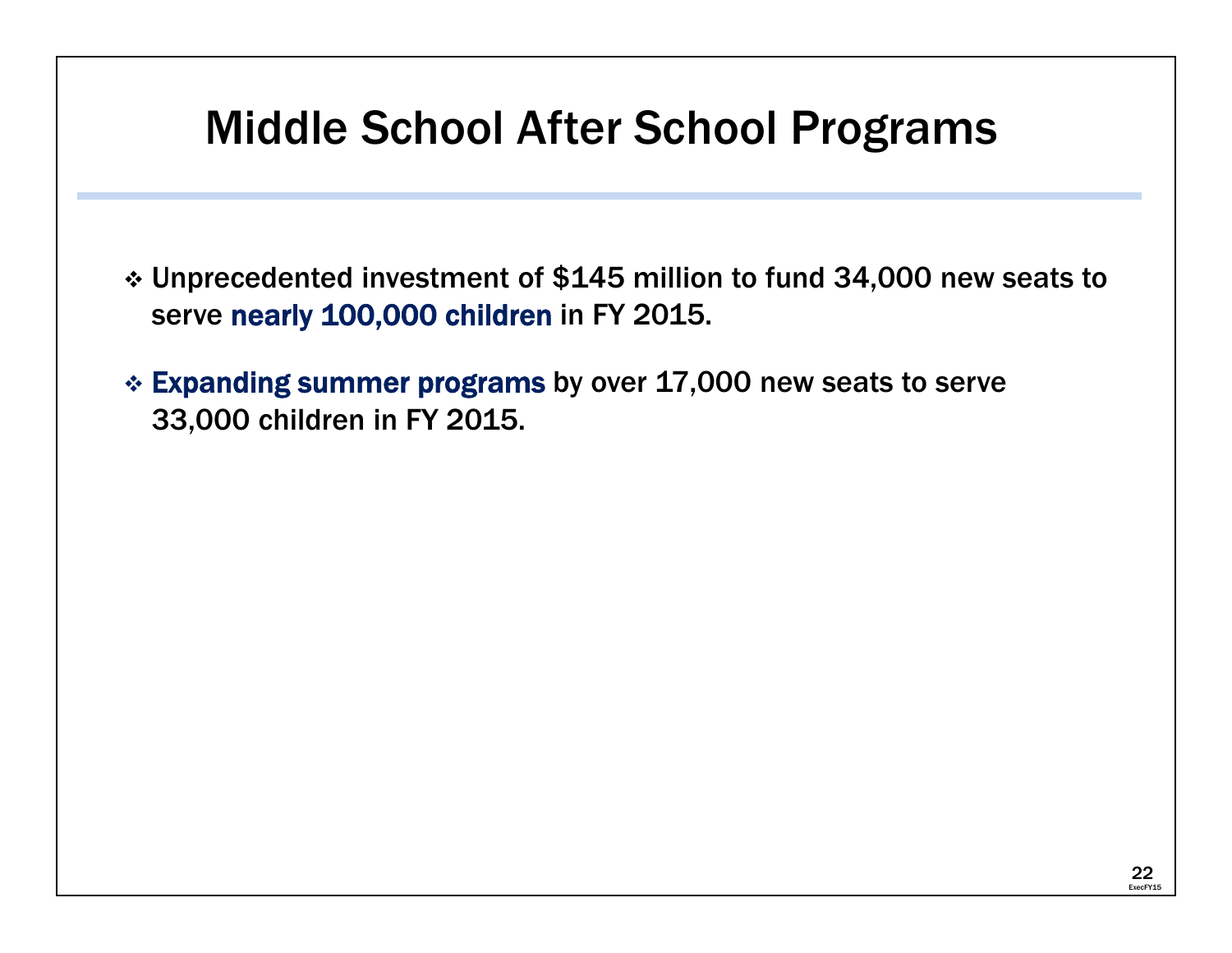# Middle School After School Programs

- Unprecedented investment of $145 million to fund 34,000 new seats to serve nearly 100,000 children in FY 2015.
- Expanding summer programs by over 17,000 new seats to serve 33,000 children in FY 2015.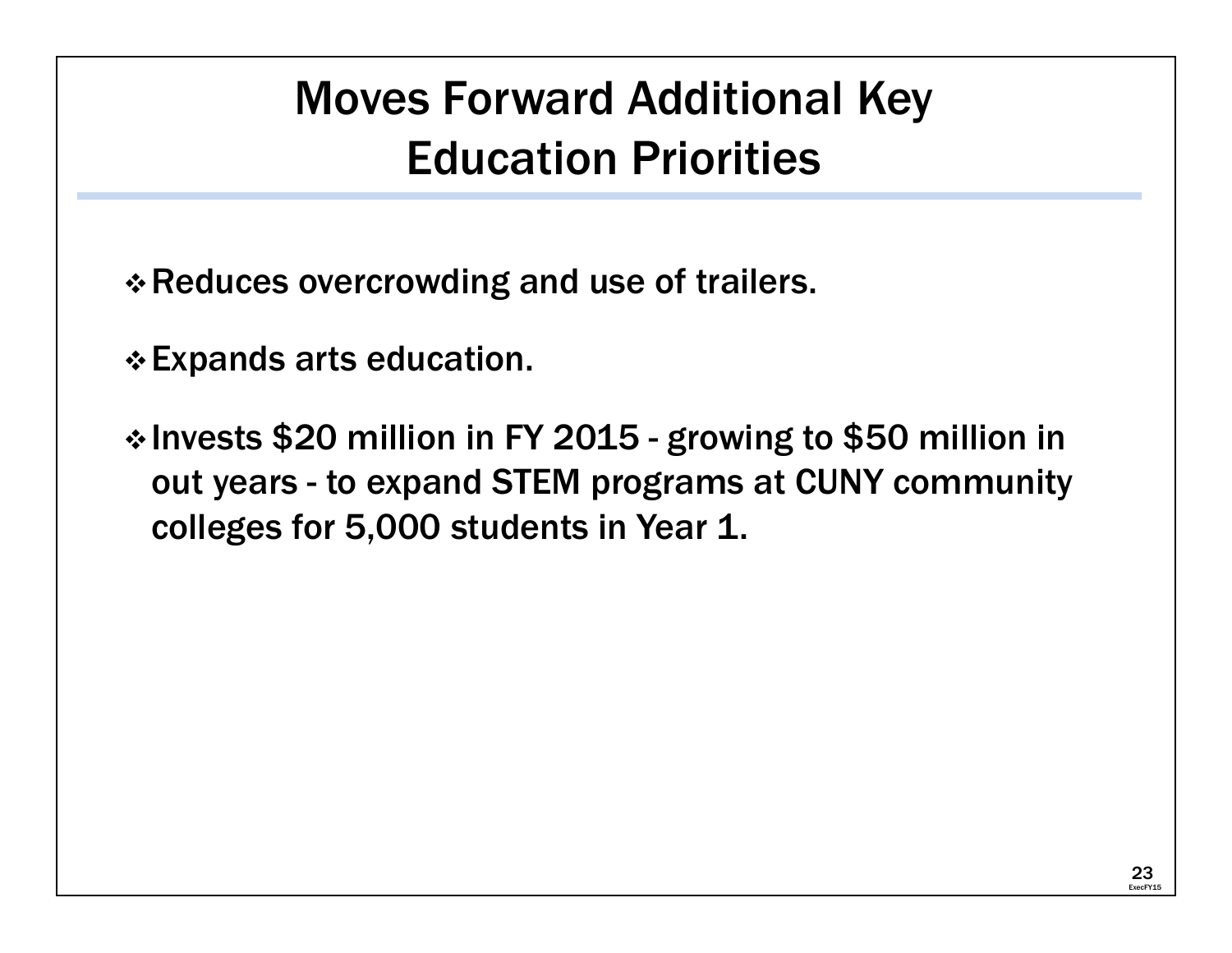# Moves Forward Additional Key Education Priorities

- **Reduces overcrowding and use of trailers.**
- **Expands arts education.**
- **Invests $20 million in FY 2015 - growing to $50 million in out years - to expand STEM programs at CUNY community colleges for 5,000 students in Year 1.**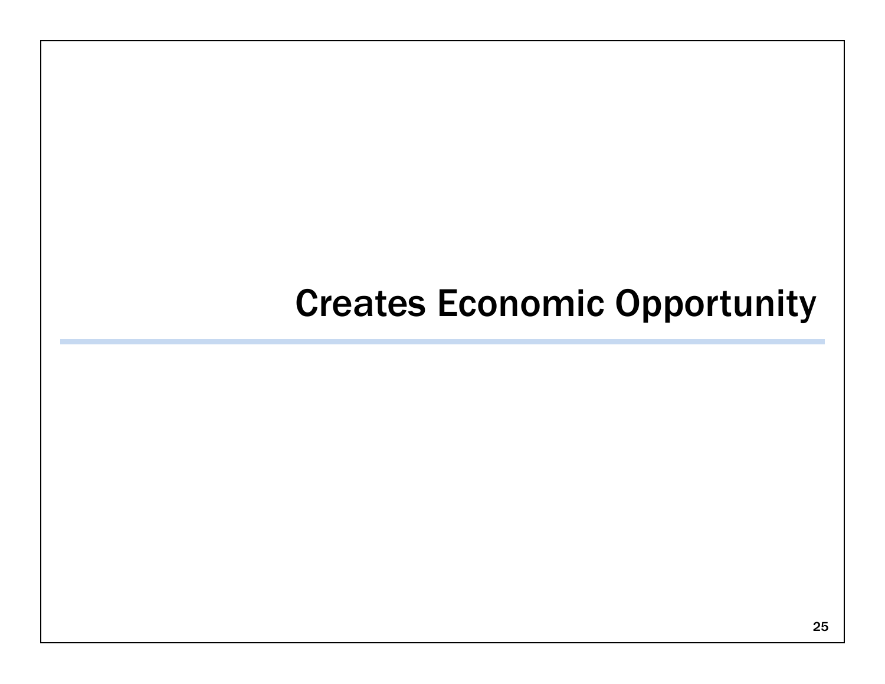# Creates Economic Opportunity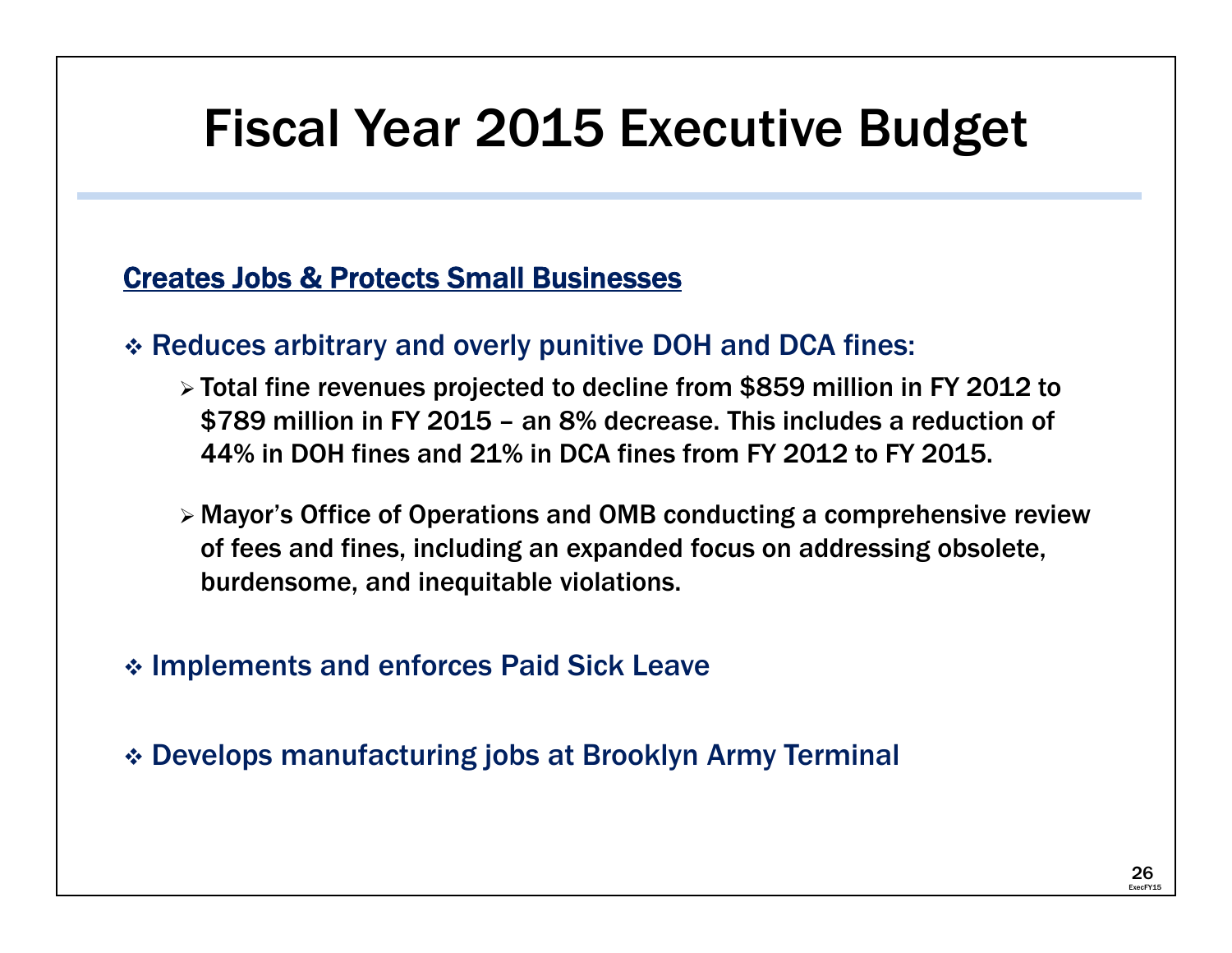# Fiscal Year 2015 Executive Budget

## Creates Jobs & Protects Small Businesses

- Reduces arbitrary and overly punitive DOH and DCA fines:
  - Total fine revenues projected to decline from $859 million in FY 2012 to $789 million in FY 2015 – an 8% decrease. This includes a reduction of 44% in DOH fines and 21% in DCA fines from FY 2012 to FY 2015.
  - Mayor's Office of Operations and OMB conducting a comprehensive review of fees and fines, including an expanded focus on addressing obsolete, burdensome, and inequitable violations.
- Implements and enforces Paid Sick Leave
- Develops manufacturing jobs at Brooklyn Army Terminal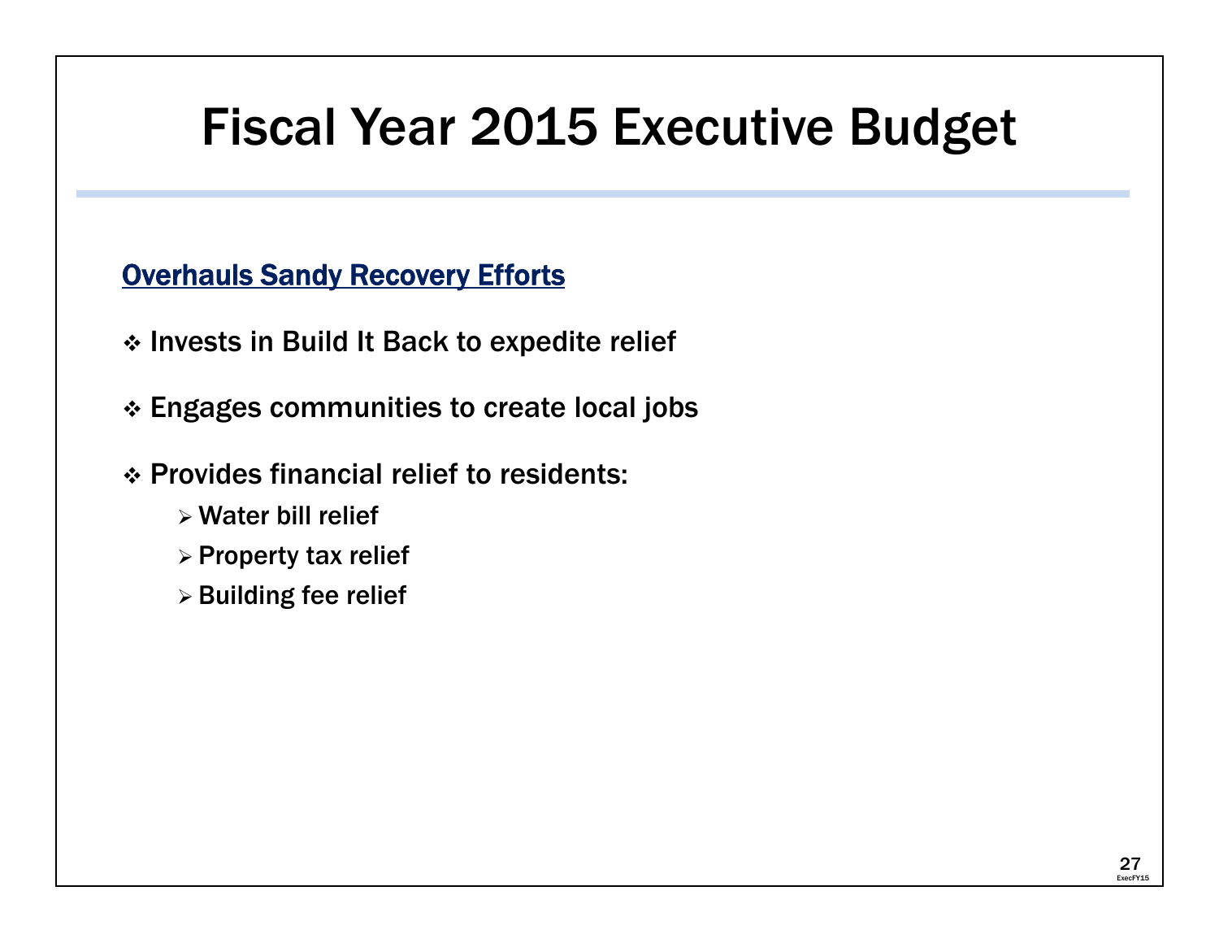# Fiscal Year 2015 Executive Budget

## Overhauls Sandy Recovery Efforts

- Invests in Build It Back to expedite relief
- Engages communities to create local jobs
- Provides financial relief to residents:
  - Water bill relief
  - Property tax relief
  - Building fee relief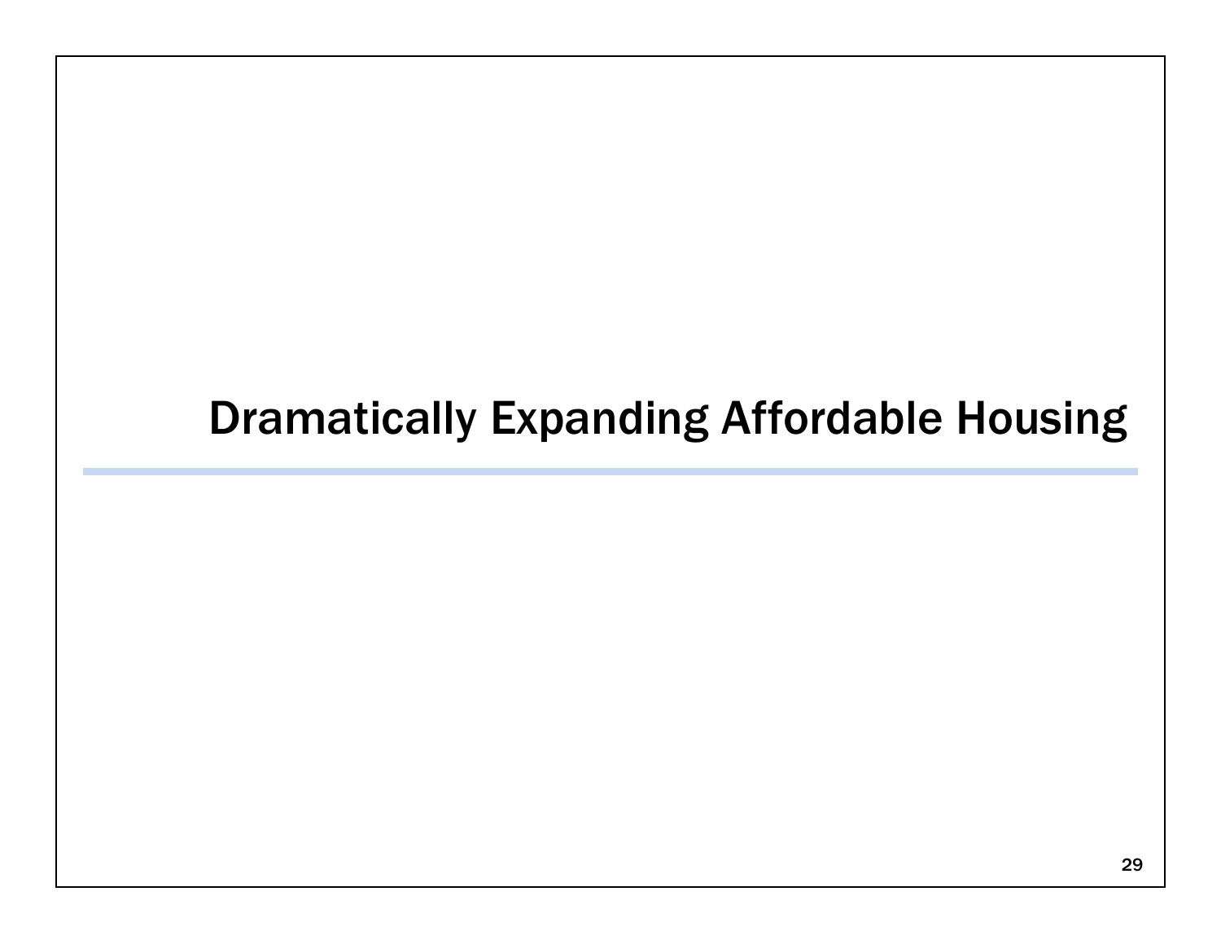# Dramatically Expanding Affordable Housing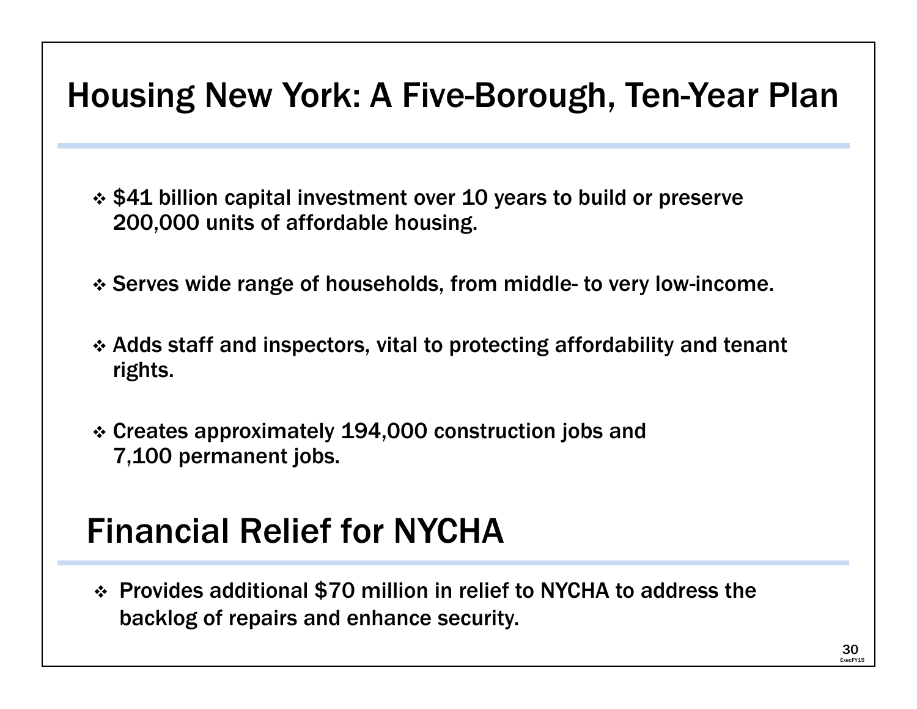# Housing New York: A Five-Borough, Ten-Year Plan

- $41 billion capital investment over 10 years to build or preserve 200,000 units of affordable housing.
- Serves wide range of households, from middle- to very low-income.
- Adds staff and inspectors, vital to protecting affordability and tenant rights.
- Creates approximately 194,000 construction jobs and 7,100 permanent jobs.

# Financial Relief for NYCHA

- Provides additional $70 million in relief to NYCHA to address the backlog of repairs and enhance security.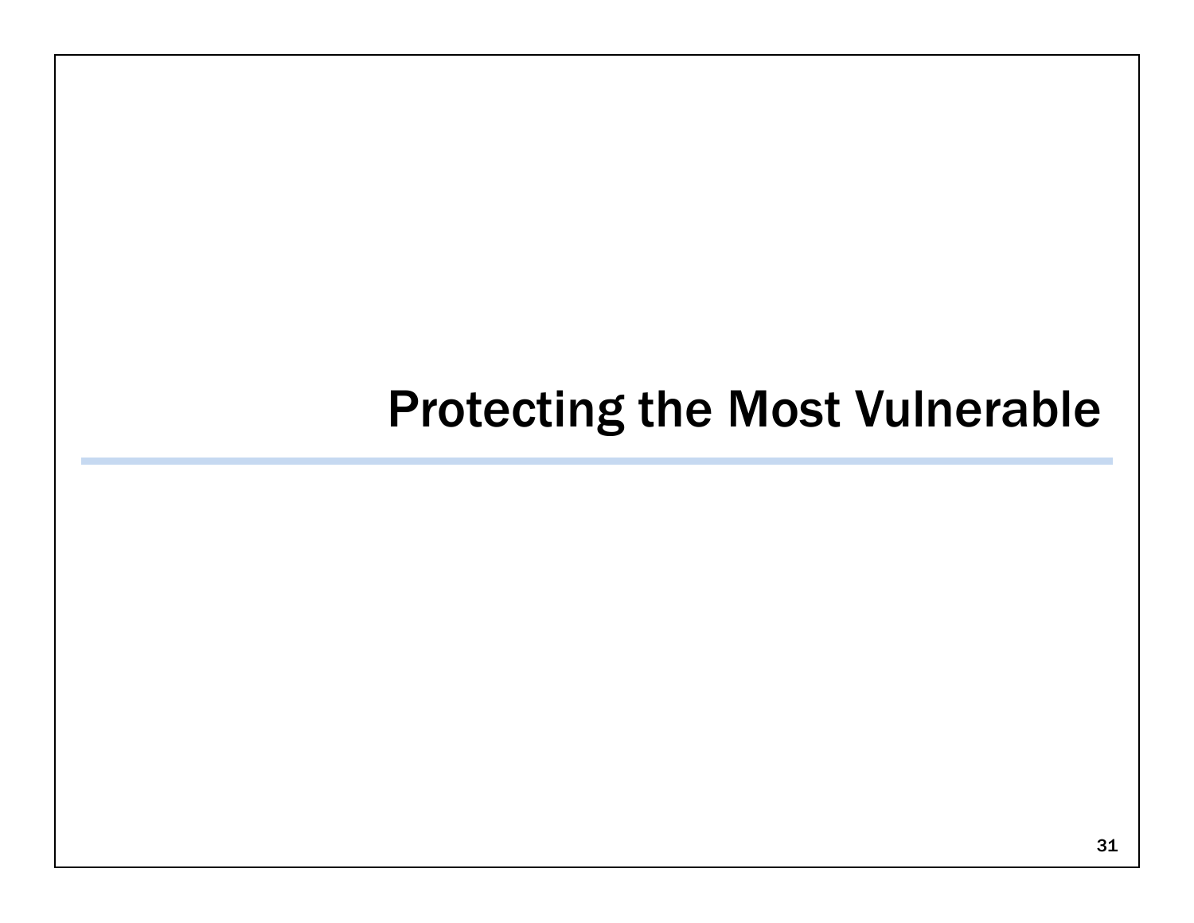# Protecting the Most Vulnerable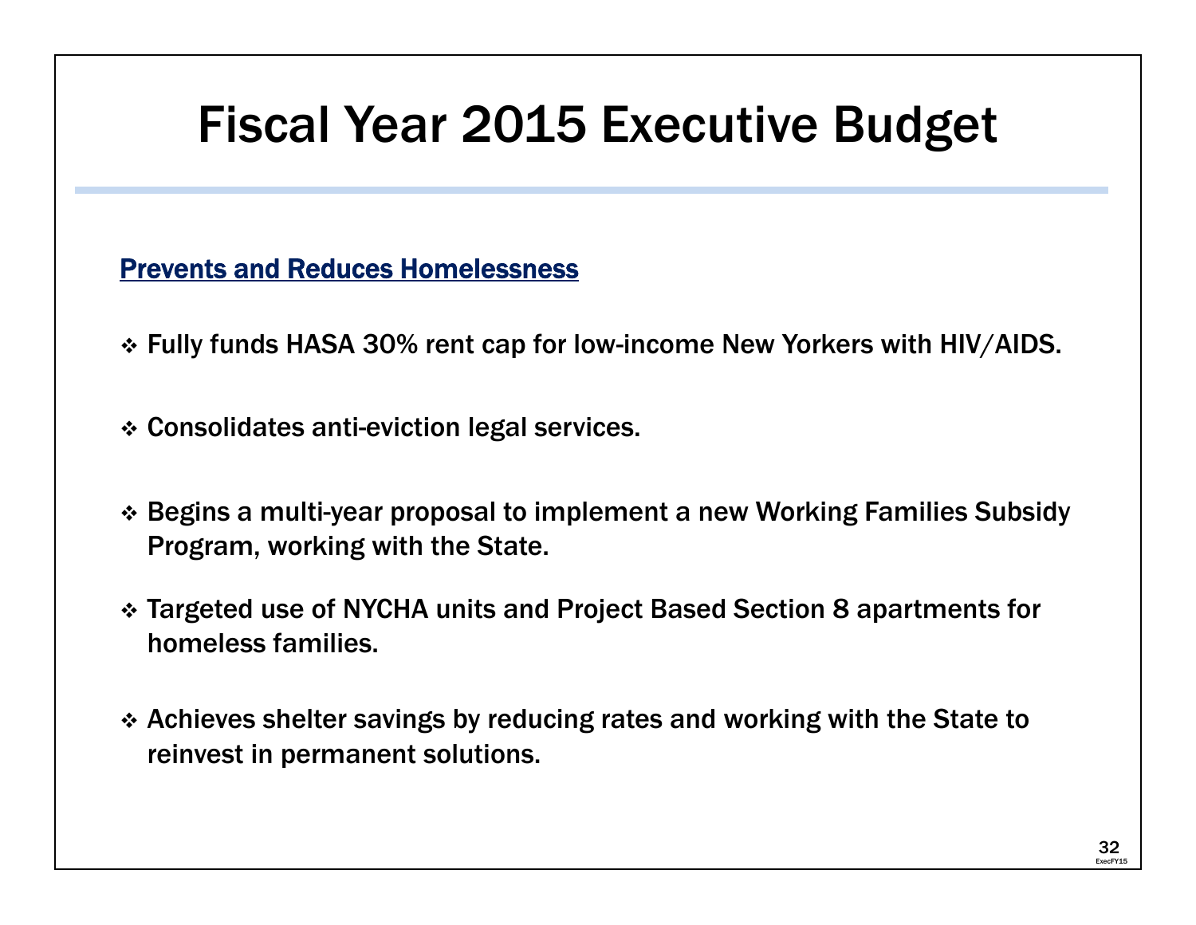# Fiscal Year 2015 Executive Budget

**Prevents and Reduces Homelessness**

- Fully funds HASA 30% rent cap for low-income New Yorkers with HIV/AIDS.
- Consolidates anti-eviction legal services.
- Begins a multi-year proposal to implement a new Working Families Subsidy Program, working with the State.
- Targeted use of NYCHA units and Project Based Section 8 apartments for homeless families.
- Achieves shelter savings by reducing rates and working with the State to reinvest in permanent solutions.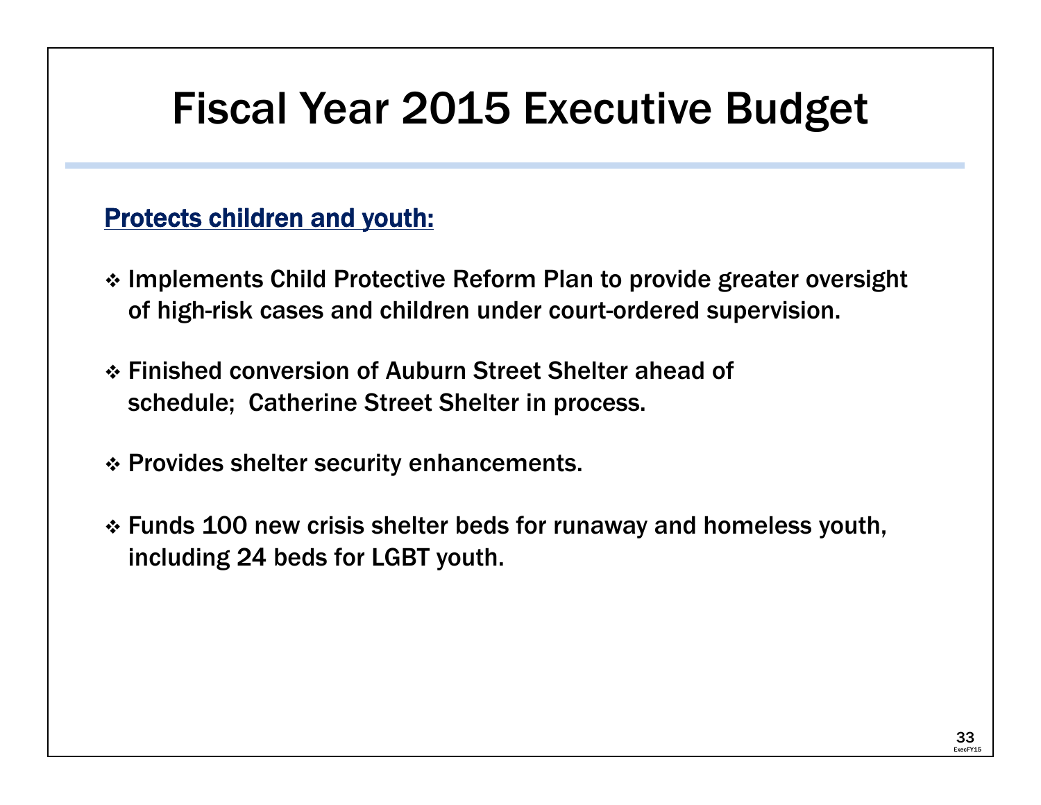# Fiscal Year 2015 Executive Budget

## Protects children and youth:

- Implements Child Protective Reform Plan to provide greater oversight of high-risk cases and children under court-ordered supervision.
- Finished conversion of Auburn Street Shelter ahead of schedule; Catherine Street Shelter in process.
- Provides shelter security enhancements.
- Funds 100 new crisis shelter beds for runaway and homeless youth, including 24 beds for LGBT youth.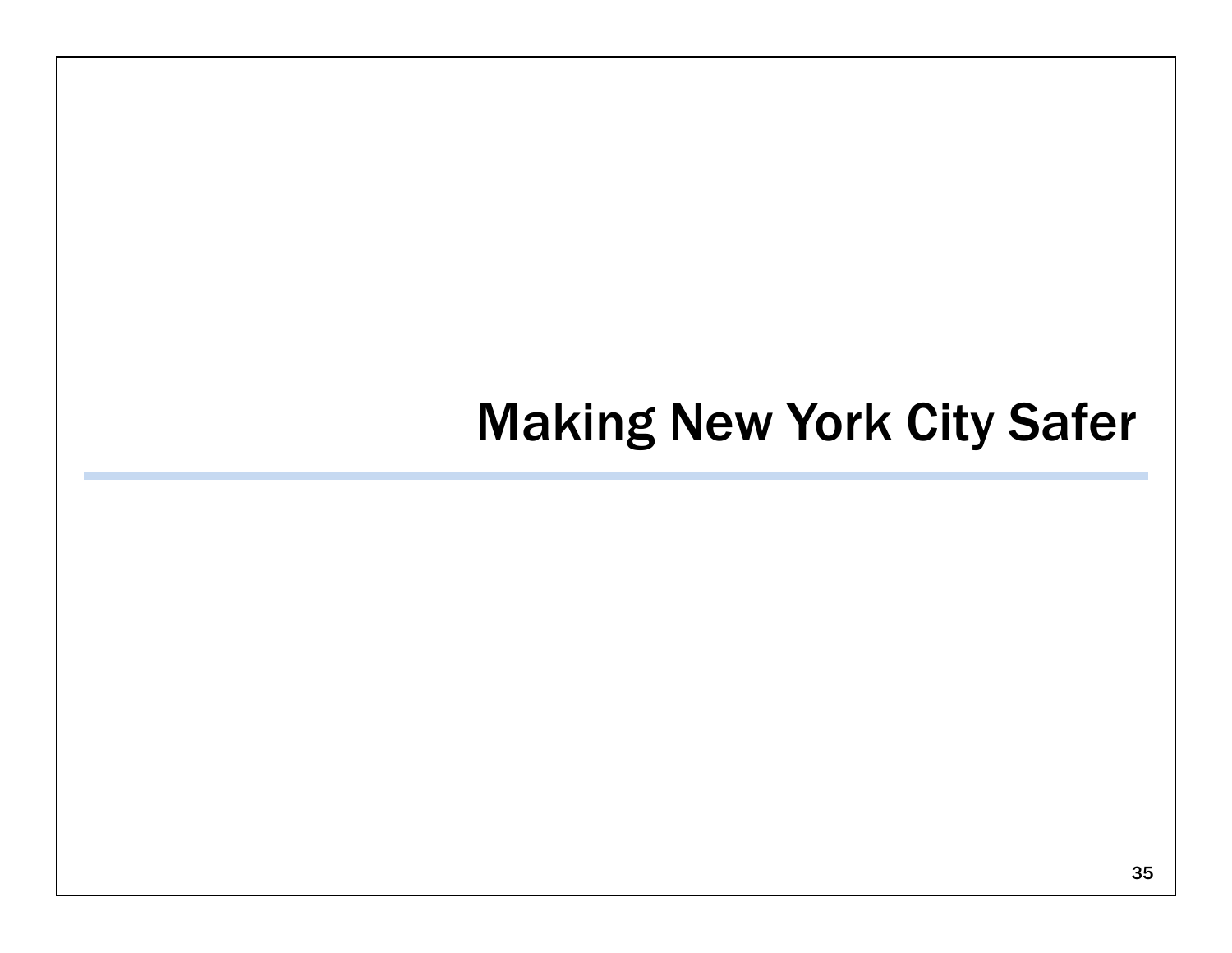# Making New York City Safer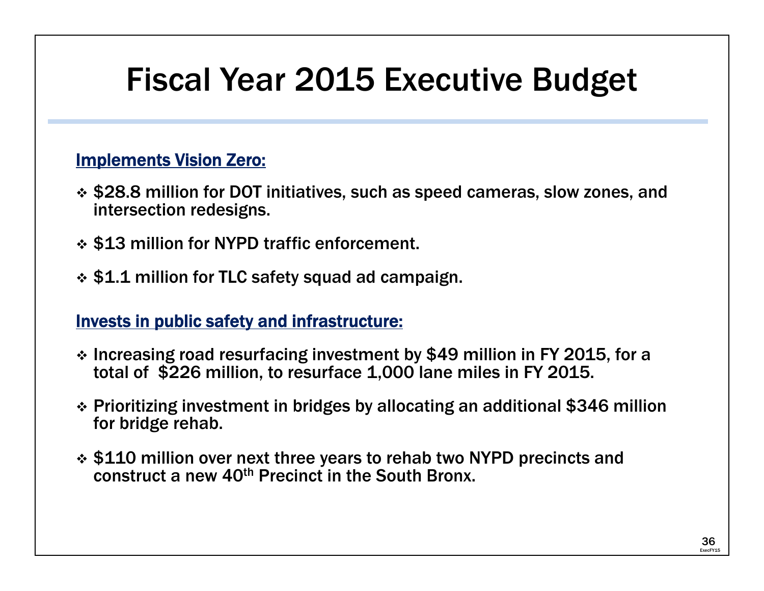# Fiscal Year 2015 Executive Budget

**Implements Vision Zero:**

- $28.8 million for DOT initiatives, such as speed cameras, slow zones, and intersection redesigns.
- $13 million for NYPD traffic enforcement.
- $1.1 million for TLC safety squad ad campaign.

**Invests in public safety and infrastructure:**

- Increasing road resurfacing investment by $49 million in FY 2015, for a total of $226 million, to resurface 1,000 lane miles in FY 2015.
- Prioritizing investment in bridges by allocating an additional $346 million for bridge rehab.
- $110 million over next three years to rehab two NYPD precincts and construct a new 40th Precinct in the South Bronx.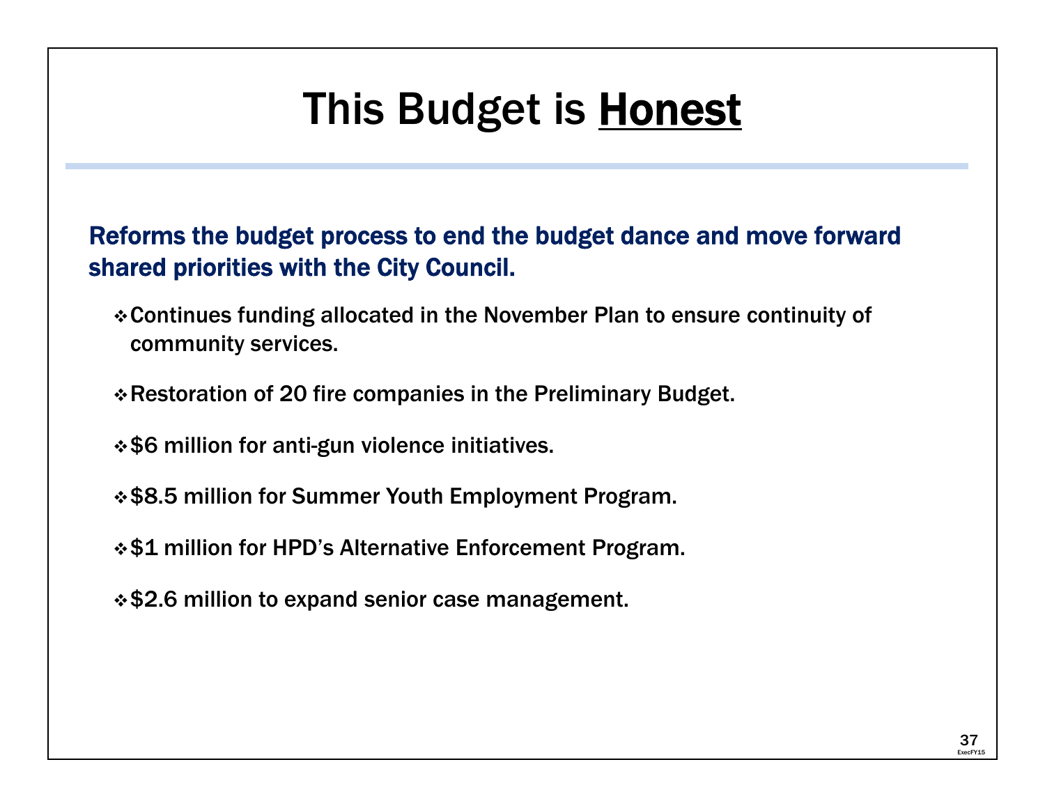# This Budget is Honest

**Reforms the budget process to end the budget dance and move forward shared priorities with the City Council.**

- Continues funding allocated in the November Plan to ensure continuity of community services.
- Restoration of 20 fire companies in the Preliminary Budget.
- $6 million for anti-gun violence initiatives.
- $8.5 million for Summer Youth Employment Program.
- $1 million for HPD's Alternative Enforcement Program.
- $2.6 million to expand senior case management.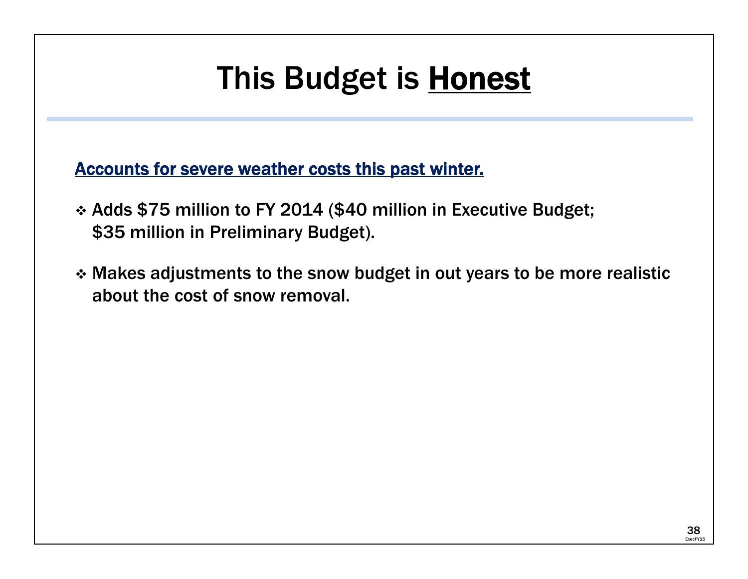# This Budget is Honest

**Accounts for severe weather costs this past winter.**

- Adds $75 million to FY 2014 ($40 million in Executive Budget; $35 million in Preliminary Budget).
- Makes adjustments to the snow budget in out years to be more realistic about the cost of snow removal.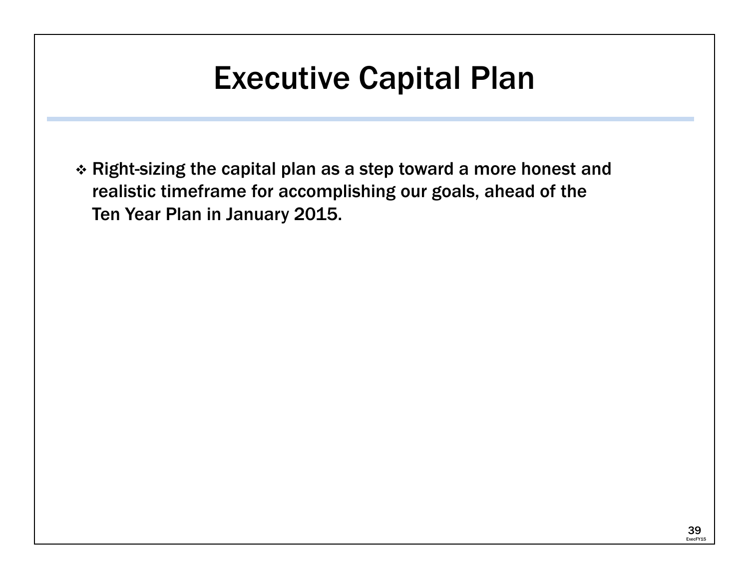# Executive Capital Plan

- Right-sizing the capital plan as a step toward a more honest and realistic timeframe for accomplishing our goals, ahead of the Ten Year Plan in January 2015.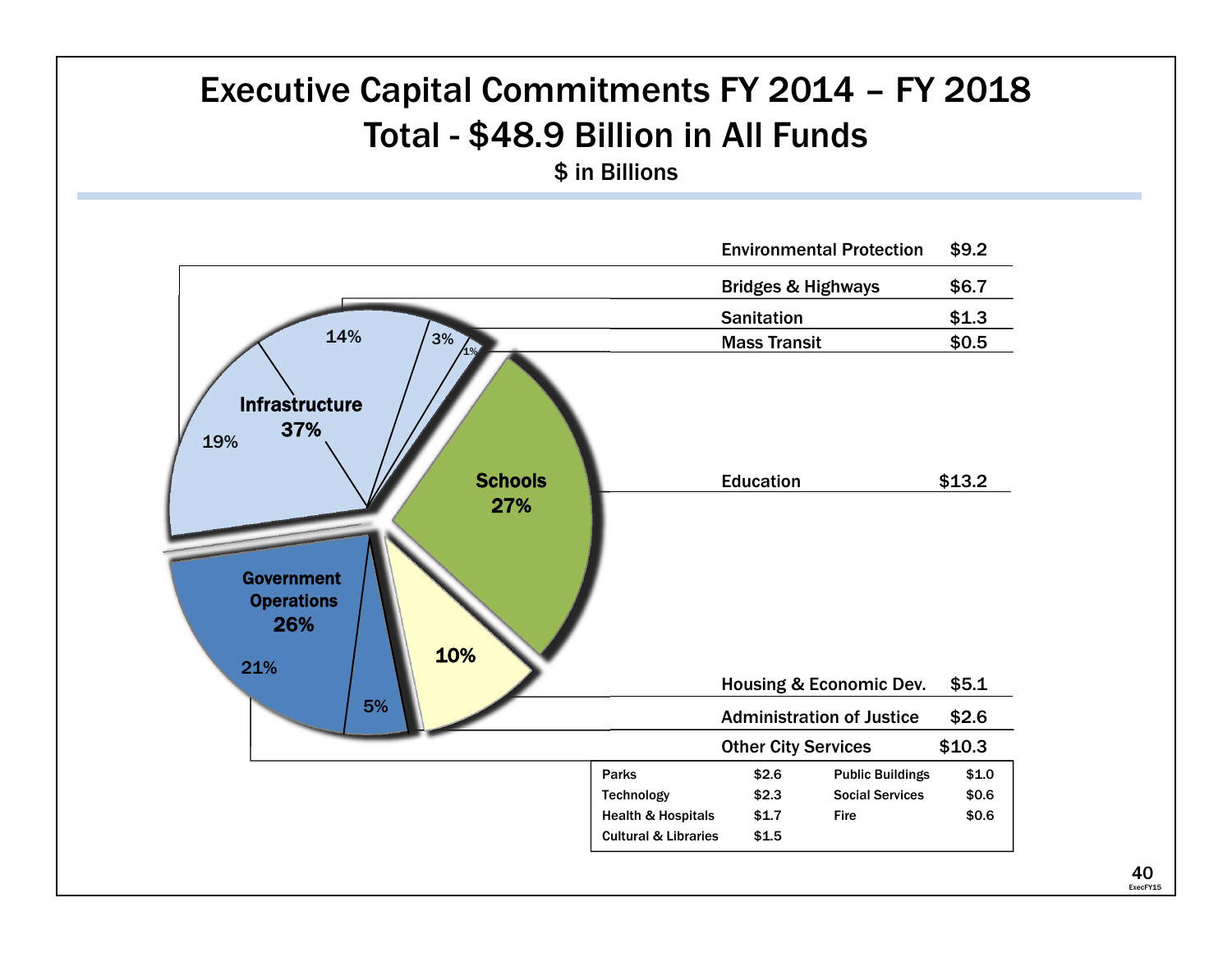# Executive Capital Commitments FY 2014 – FY 2018

## Total - $48.9 Billion in All Funds

$ in Billions

**Infrastructure 37%**

| Category | Amount | Percent |
|---|---|---|
| Environmental Protection | $9.2 | 19% |
| Bridges & Highways | $6.7 | 14% |
| Sanitation | $1.3 | 3% |
| Mass Transit | $0.5 | 1% |

**Schools 27%**

| Category | Amount | Percent |
|---|---|---|
| Education | $13.2 | 27% |

**Government Operations 26%**

| Category | Amount | Percent |
|---|---|---|
| Housing & Economic Dev. | $5.1 | 10% |
| Administration of Justice | $2.6 | 5% |
| Other City Services | $10.3 | 21% |

Other City Services:

| | | | |
|---|---|---|---|
| Parks | $2.6 | Public Buildings | $1.0 |
| Technology | $2.3 | Social Services | $0.6 |
| Health & Hospitals | $1.7 | Fire | $0.6 |
| Cultural & Libraries | $1.5 | | |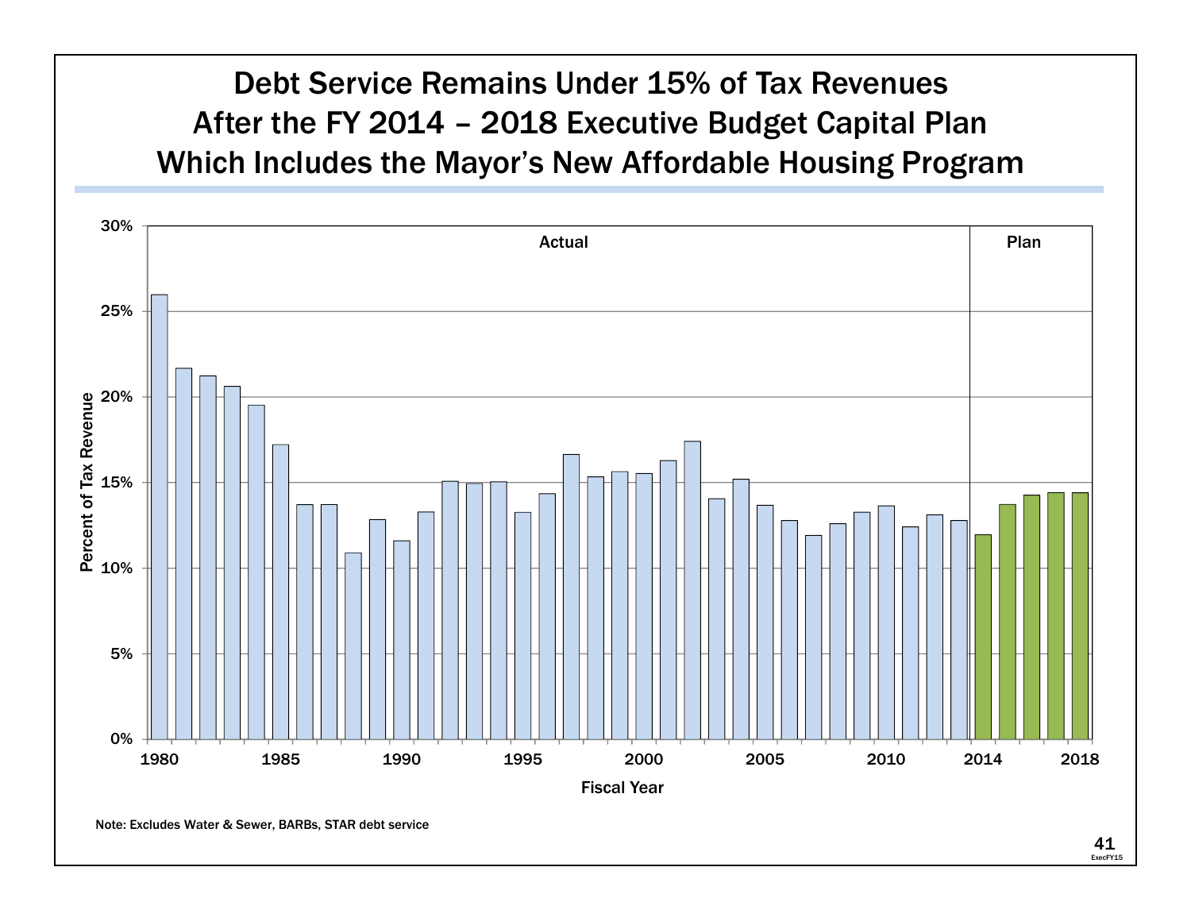# Debt Service Remains Under 15% of Tax Revenues After the FY 2014 – 2018 Executive Budget Capital Plan Which Includes the Mayor's New Affordable Housing Program

Percent of Tax Revenue

Actual | Plan

Fiscal Year

Note: Excludes Water & Sewer, BARBs, STAR debt service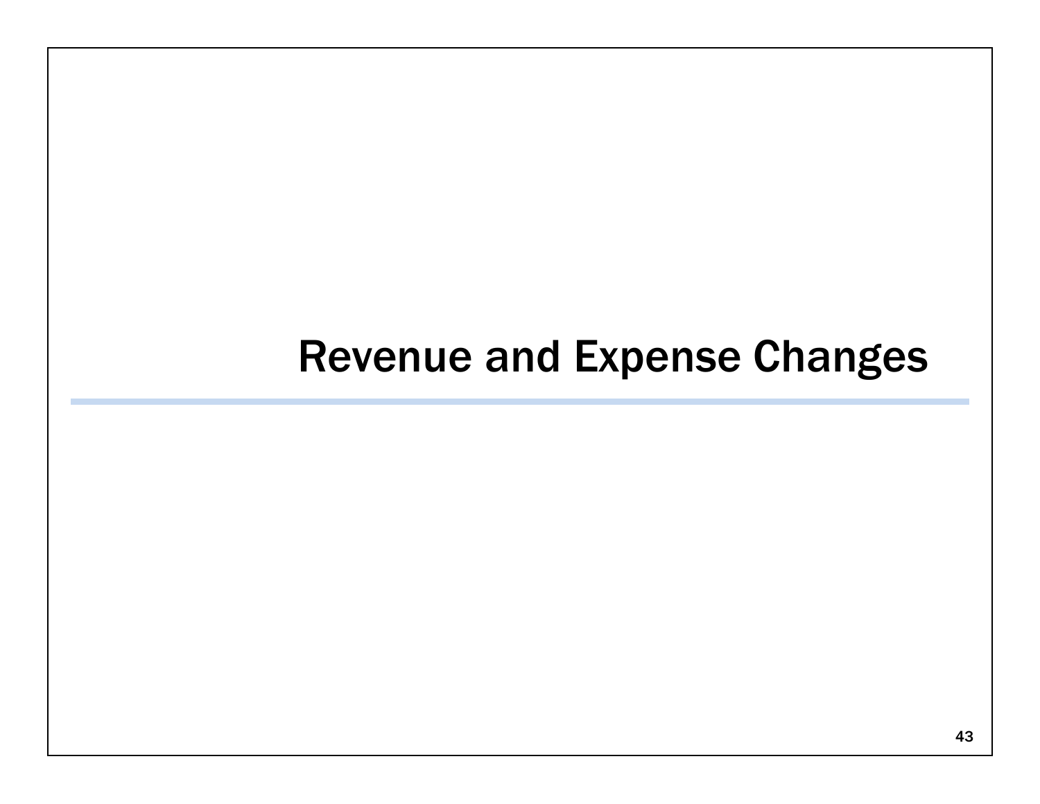# Revenue and Expense Changes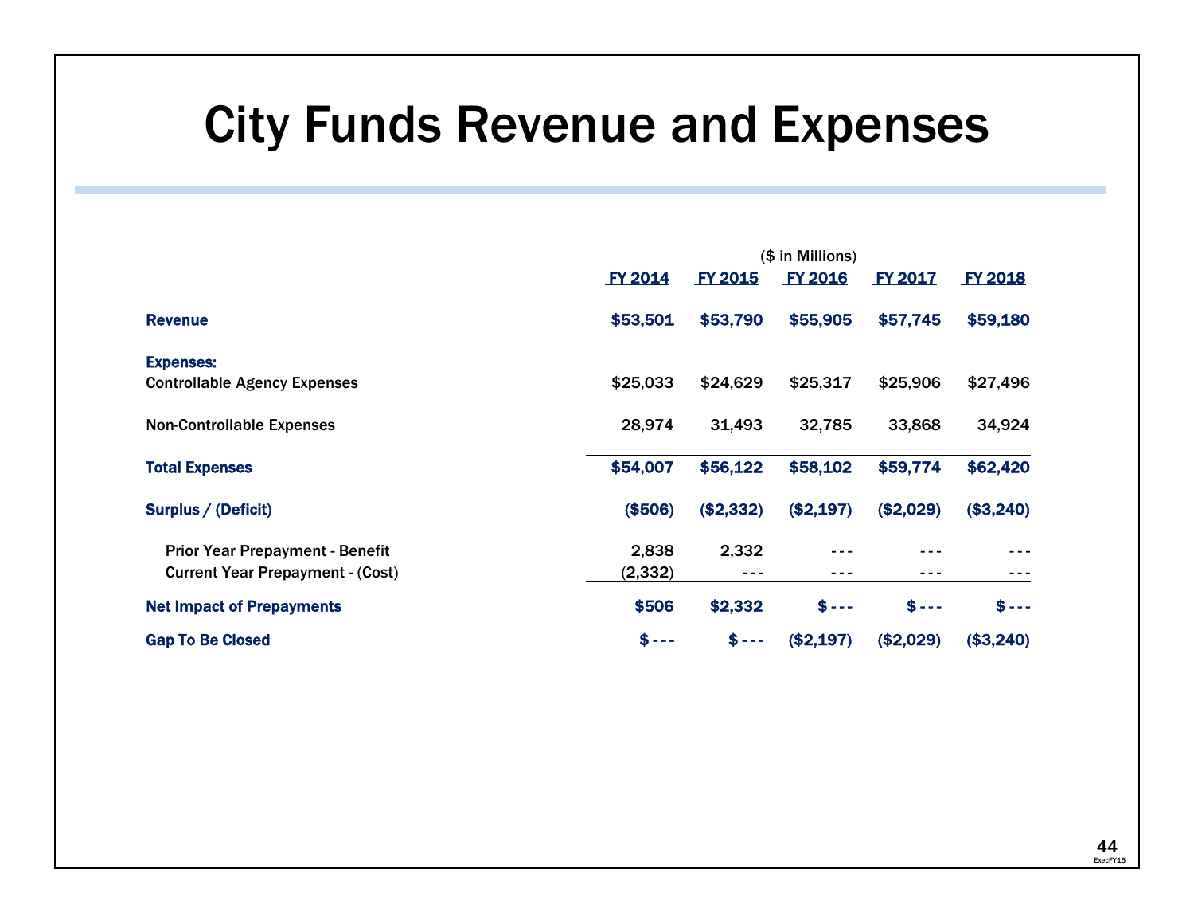# City Funds Revenue and Expenses

($ in Millions)

| | FY 2014 | FY 2015 | FY 2016 | FY 2017 | FY 2018 |
|---|---|---|---|---|---|
| **Revenue** | **$53,501** | **$53,790** | **$55,905** | **$57,745** | **$59,180** |
| **Expenses:** | | | | | |
| Controllable Agency Expenses | $25,033 | $24,629 | $25,317 | $25,906 | $27,496 |
| Non-Controllable Expenses | 28,974 | 31,493 | 32,785 | 33,868 | 34,924 |
| **Total Expenses** | **$54,007** | **$56,122** | **$58,102** | **$59,774** | **$62,420** |
| **Surplus / (Deficit)** | **($506)** | **($2,332)** | **($2,197)** | **($2,029)** | **($3,240)** |
| Prior Year Prepayment - Benefit | 2,838 | 2,332 | --- | --- | --- |
| Current Year Prepayment - (Cost) | (2,332) | --- | --- | --- | --- |
| **Net Impact of Prepayments** | **$506** | **$2,332** | **$ ---** | **$ ---** | **$ ---** |
| **Gap To Be Closed** | **$ ---** | **$ ---** | **($2,197)** | **($2,029)** | **($3,240)** |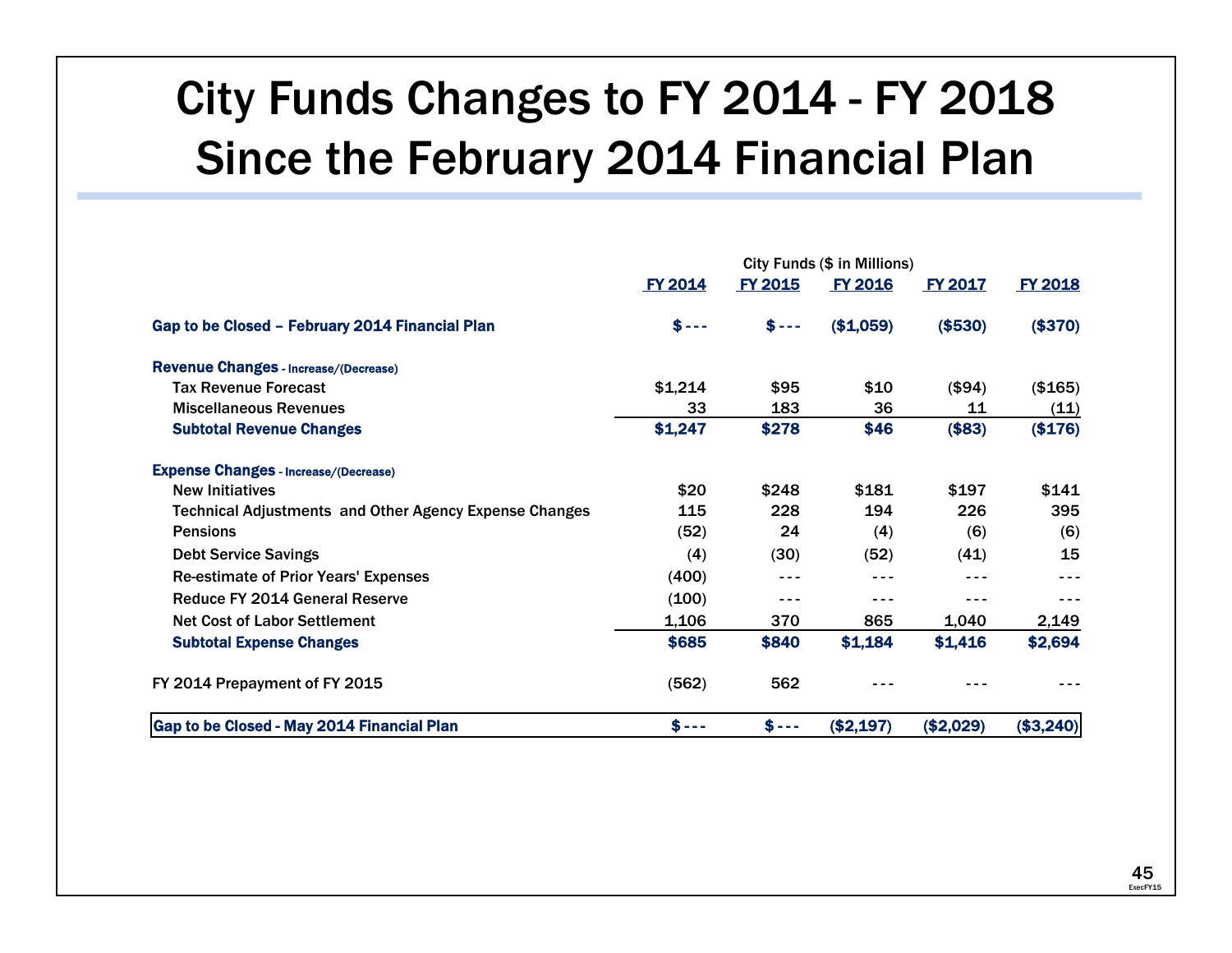# City Funds Changes to FY 2014 - FY 2018 Since the February 2014 Financial Plan

| | City Funds ($ in Millions) | | | | |
|---|---|---|---|---|---|
| | FY 2014 | FY 2015 | FY 2016 | FY 2017 | FY 2018 |
| **Gap to be Closed – February 2014 Financial Plan** | **$ - - -** | **$ - - -** | **($1,059)** | **($530)** | **($370)** |
| **Revenue Changes** - Increase/(Decrease) | | | | | |
| Tax Revenue Forecast | $1,214 | $95 | $10 | ($94) | ($165) |
| Miscellaneous Revenues | 33 | 183 | 36 | 11 | (11) |
| **Subtotal Revenue Changes** | **$1,247** | **$278** | **$46** | **($83)** | **($176)** |
| **Expense Changes** - Increase/(Decrease) | | | | | |
| New Initiatives | $20 | $248 | $181 | $197 | $141 |
| Technical Adjustments and Other Agency Expense Changes | 115 | 228 | 194 | 226 | 395 |
| Pensions | (52) | 24 | (4) | (6) | (6) |
| Debt Service Savings | (4) | (30) | (52) | (41) | 15 |
| Re-estimate of Prior Years' Expenses | (400) | - - - | - - - | - - - | - - - |
| Reduce FY 2014 General Reserve | (100) | - - - | - - - | - - - | - - - |
| Net Cost of Labor Settlement | 1,106 | 370 | 865 | 1,040 | 2,149 |
| **Subtotal Expense Changes** | **$685** | **$840** | **$1,184** | **$1,416** | **$2,694** |
| FY 2014 Prepayment of FY 2015 | (562) | 562 | - - - | - - - | - - - |
| **Gap to be Closed - May 2014 Financial Plan** | **$ - - -** | **$ - - -** | **($2,197)** | **($2,029)** | **($3,240)** |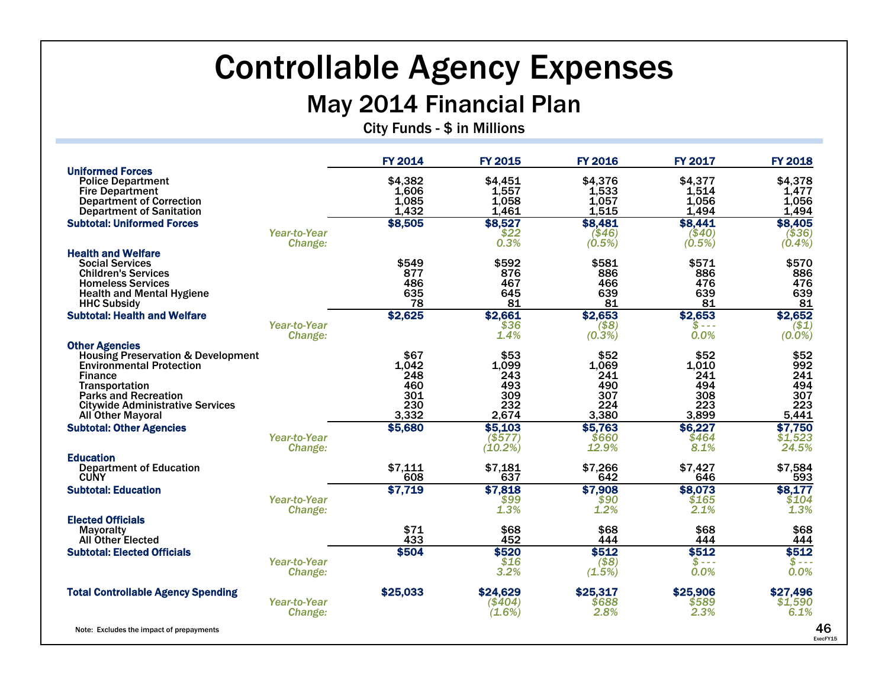# Controllable Agency Expenses

## May 2014 Financial Plan

City Funds - $ in Millions

| | | FY 2014 | FY 2015 | FY 2016 | FY 2017 | FY 2018 |
|---|---|---|---|---|---|---|
| **Uniformed Forces** | | | | | | |
| Police Department | | $4,382 | $4,451 | $4,376 | $4,377 | $4,378 |
| Fire Department | | 1,606 | 1,557 | 1,533 | 1,514 | 1,477 |
| Department of Correction | | 1,085 | 1,058 | 1,057 | 1,056 | 1,056 |
| Department of Sanitation | | 1,432 | 1,461 | 1,515 | 1,494 | 1,494 |
| **Subtotal: Uniformed Forces** | | **$8,505** | **$8,527** | **$8,481** | **$8,441** | **$8,405** |
| | *Year-to-Year* | | *$22* | *($46)* | *($40)* | *($36)* |
| | *Change:* | | *0.3%* | *(0.5%)* | *(0.5%)* | *(0.4%)* |
| **Health and Welfare** | | | | | | |
| Social Services | | $549 | $592 | $581 | $571 | $570 |
| Children's Services | | 877 | 876 | 886 | 886 | 886 |
| Homeless Services | | 486 | 467 | 466 | 476 | 476 |
| Health and Mental Hygiene | | 635 | 645 | 639 | 639 | 639 |
| HHC Subsidy | | 78 | 81 | 81 | 81 | 81 |
| **Subtotal: Health and Welfare** | | **$2,625** | **$2,661** | **$2,653** | **$2,653** | **$2,652** |
| | *Year-to-Year* | | *$36* | *($8)* | *$ - - -* | *($1)* |
| | *Change:* | | *1.4%* | *(0.3%)* | *0.0%* | *(0.0%)* |
| **Other Agencies** | | | | | | |
| Housing Preservation & Development | | $67 | $53 | $52 | $52 | $52 |
| Environmental Protection | | 1,042 | 1,099 | 1,069 | 1,010 | 992 |
| Finance | | 248 | 243 | 241 | 241 | 241 |
| Transportation | | 460 | 493 | 490 | 494 | 494 |
| Parks and Recreation | | 301 | 309 | 307 | 308 | 307 |
| Citywide Administrative Services | | 230 | 232 | 224 | 223 | 223 |
| All Other Mayoral | | 3,332 | 2,674 | 3,380 | 3,899 | 5,441 |
| **Subtotal: Other Agencies** | | **$5,680** | **$5,103** | **$5,763** | **$6,227** | **$7,750** |
| | *Year-to-Year* | | *($577)* | *$660* | *$464* | *$1,523* |
| | *Change:* | | *(10.2%)* | *12.9%* | *8.1%* | *24.5%* |
| **Education** | | | | | | |
| Department of Education | | $7,111 | $7,181 | $7,266 | $7,427 | $7,584 |
| CUNY | | 608 | 637 | 642 | 646 | 593 |
| **Subtotal: Education** | | **$7,719** | **$7,818** | **$7,908** | **$8,073** | **$8,177** |
| | *Year-to-Year* | | *$99* | *$90* | *$165* | *$104* |
| | *Change:* | | *1.3%* | *1.2%* | *2.1%* | *1.3%* |
| **Elected Officials** | | | | | | |
| Mayoralty | | $71 | $68 | $68 | $68 | $68 |
| All Other Elected | | 433 | 452 | 444 | 444 | 444 |
| **Subtotal: Elected Officials** | | **$504** | **$520** | **$512** | **$512** | **$512** |
| | *Year-to-Year* | | *$16* | *($8)* | *$ - - -* | *$ - - -* |
| | *Change:* | | *3.2%* | *(1.5%)* | *0.0%* | *0.0%* |
| **Total Controllable Agency Spending** | | **$25,033** | **$24,629** | **$25,317** | **$25,906** | **$27,496** |
| | *Year-to-Year* | | *($404)* | *$688* | *$589* | *$1,590* |
| | *Change:* | | *(1.6%)* | *2.8%* | *2.3%* | *6.1%* |

Note: Excludes the impact of prepayments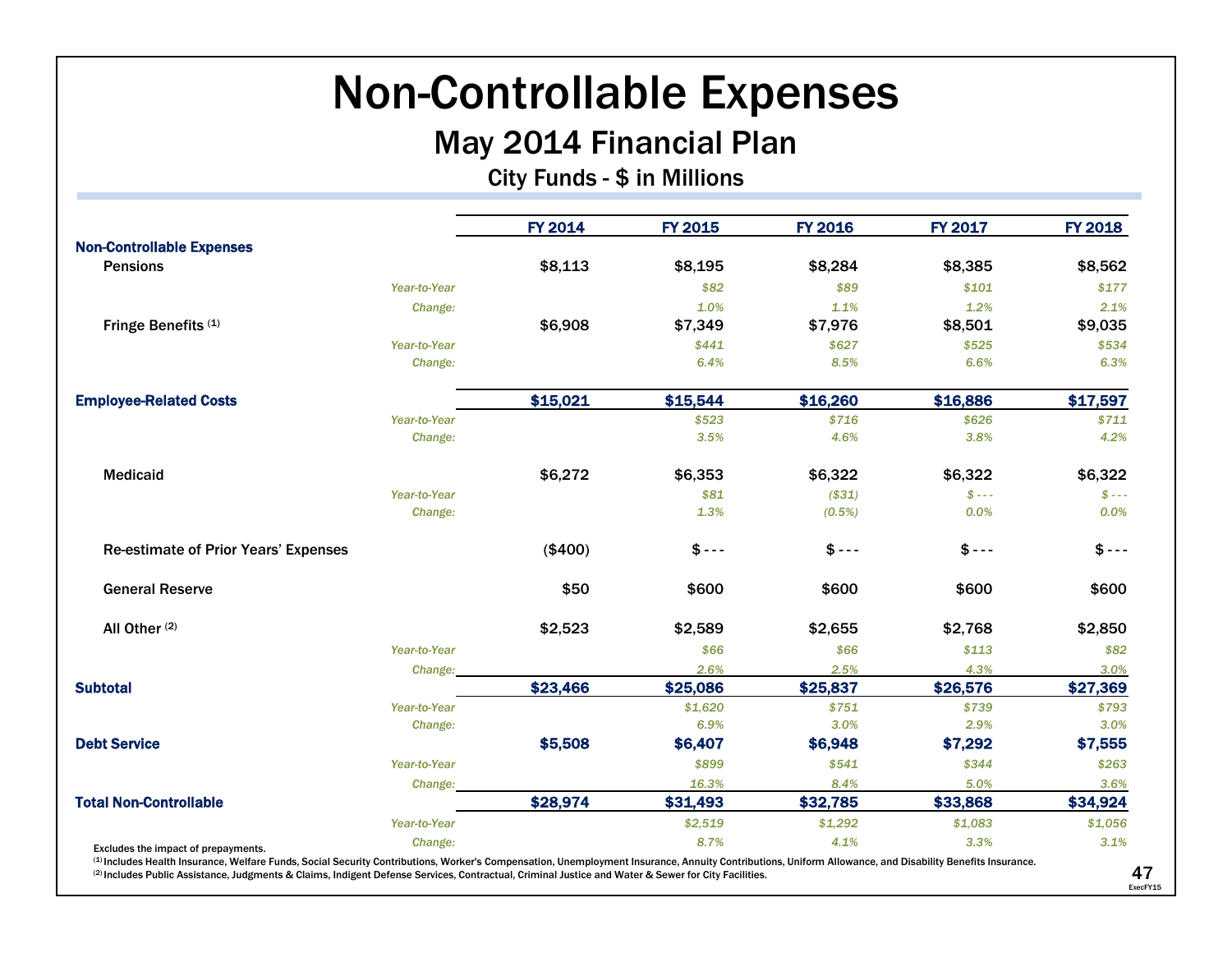# Non-Controllable Expenses

## May 2014 Financial Plan

### City Funds - $ in Millions

| | | FY 2014 | FY 2015 | FY 2016 | FY 2017 | FY 2018 |
|---|---|---|---|---|---|---|
| **Non-Controllable Expenses** | | | | | | |
| Pensions | | $8,113 | $8,195 | $8,284 | $8,385 | $8,562 |
| | *Year-to-Year* | | *$82* | *$89* | *$101* | *$177* |
| | *Change:* | | *1.0%* | *1.1%* | *1.2%* | *2.1%* |
| Fringe Benefits (1) | | $6,908 | $7,349 | $7,976 | $8,501 | $9,035 |
| | *Year-to-Year* | | *$441* | *$627* | *$525* | *$534* |
| | *Change:* | | *6.4%* | *8.5%* | *6.6%* | *6.3%* |
| **Employee-Related Costs** | | **$15,021** | **$15,544** | **$16,260** | **$16,886** | **$17,597** |
| | *Year-to-Year* | | *$523* | *$716* | *$626* | *$711* |
| | *Change:* | | *3.5%* | *4.6%* | *3.8%* | *4.2%* |
| Medicaid | | $6,272 | $6,353 | $6,322 | $6,322 | $6,322 |
| | *Year-to-Year* | | *$81* | *($31)* | *$ - - -* | *$ - - -* |
| | *Change:* | | *1.3%* | *(0.5%)* | *0.0%* | *0.0%* |
| Re-estimate of Prior Years' Expenses | | ($400) | $ - - - | $ - - - | $ - - - | $ - - - |
| General Reserve | | $50 | $600 | $600 | $600 | $600 |
| All Other (2) | | $2,523 | $2,589 | $2,655 | $2,768 | $2,850 |
| | *Year-to-Year* | | *$66* | *$66* | *$113* | *$82* |
| | *Change:* | | *2.6%* | *2.5%* | *4.3%* | *3.0%* |
| **Subtotal** | | **$23,466** | **$25,086** | **$25,837** | **$26,576** | **$27,369** |
| | *Year-to-Year* | | *$1,620* | *$751* | *$739* | *$793* |
| | *Change:* | | *6.9%* | *3.0%* | *2.9%* | *3.0%* |
| **Debt Service** | | **$5,508** | **$6,407** | **$6,948** | **$7,292** | **$7,555** |
| | *Year-to-Year* | | *$899* | *$541* | *$344* | *$263* |
| | *Change:* | | *16.3%* | *8.4%* | *5.0%* | *3.6%* |
| **Total Non-Controllable** | | **$28,974** | **$31,493** | **$32,785** | **$33,868** | **$34,924** |
| | *Year-to-Year* | | *$2,519* | *$1,292* | *$1,083* | *$1,056* |
| | *Change:* | | *8.7%* | *4.1%* | *3.3%* | *3.1%* |

Excludes the impact of prepayments.

(1) Includes Health Insurance, Welfare Funds, Social Security Contributions, Worker's Compensation, Unemployment Insurance, Annuity Contributions, Uniform Allowance, and Disability Benefits Insurance.

(2) Includes Public Assistance, Judgments & Claims, Indigent Defense Services, Contractual, Criminal Justice and Water & Sewer for City Facilities.

ExecFY15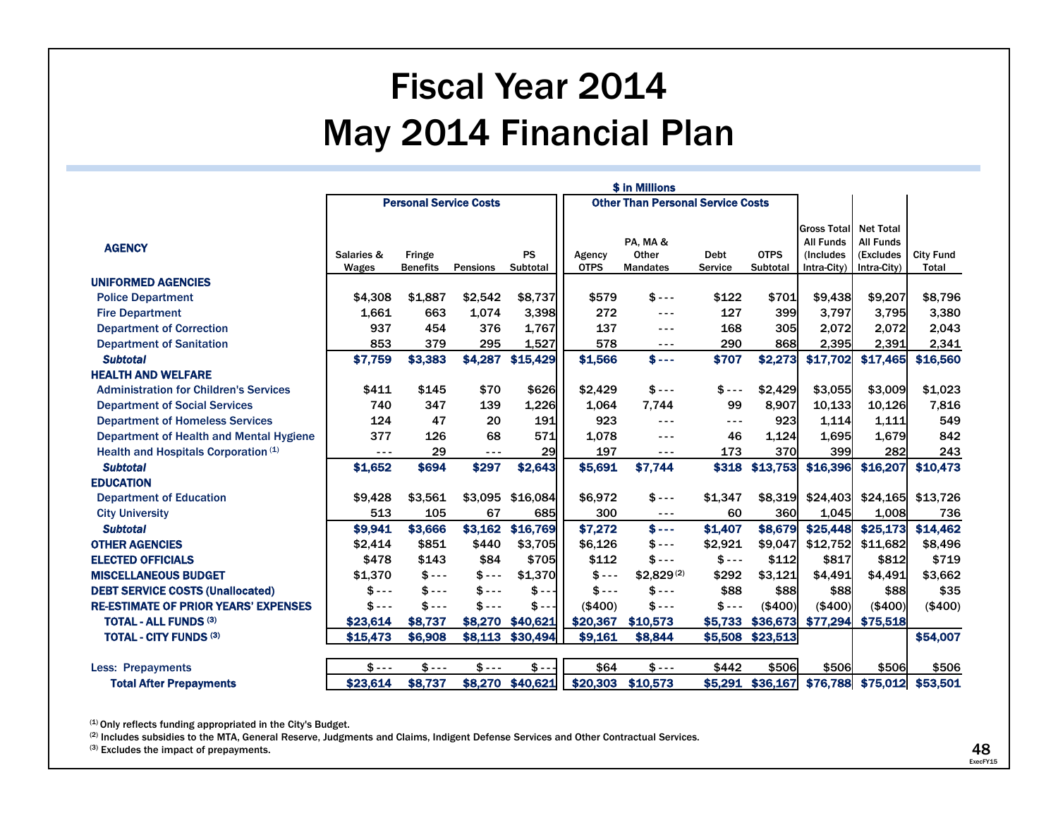# Fiscal Year 2014

# May 2014 Financial Plan

$ in Millions

| AGENCY | Personal Service Costs | | | | Other Than Personal Service Costs | | | | | | |
|---|---|---|---|---|---|---|---|---|---|---|---|
| | Salaries & Wages | Fringe Benefits | Pensions | PS Subtotal | Agency OTPS | PA, MA & Other Mandates | Debt Service | OTPS Subtotal | Gross Total All Funds (Includes Intra-City) | Net Total All Funds (Excludes Intra-City) | City Fund Total |
| **UNIFORMED AGENCIES** | | | | | | | | | | | |
| Police Department | $4,308 | $1,887 | $2,542 | $8,737 | $579 | $ --- | $122 | $701 | $9,438 | $9,207 | $8,796 |
| Fire Department | 1,661 | 663 | 1,074 | 3,398 | 272 | --- | 127 | 399 | 3,797 | 3,795 | 3,380 |
| Department of Correction | 937 | 454 | 376 | 1,767 | 137 | --- | 168 | 305 | 2,072 | 2,072 | 2,043 |
| Department of Sanitation | 853 | 379 | 295 | 1,527 | 578 | --- | 290 | 868 | 2,395 | 2,391 | 2,341 |
| ***Subtotal*** | **$7,759** | **$3,383** | **$4,287** | **$15,429** | **$1,566** | **$ ---** | **$707** | **$2,273** | **$17,702** | **$17,465** | **$16,560** |
| **HEALTH AND WELFARE** | | | | | | | | | | | |
| Administration for Children's Services | $411 | $145 | $70 | $626 | $2,429 | $ --- | $ --- | $2,429 | $3,055 | $3,009 | $1,023 |
| Department of Social Services | 740 | 347 | 139 | 1,226 | 1,064 | 7,744 | 99 | 8,907 | 10,133 | 10,126 | 7,816 |
| Department of Homeless Services | 124 | 47 | 20 | 191 | 923 | --- | --- | 923 | 1,114 | 1,111 | 549 |
| Department of Health and Mental Hygiene | 377 | 126 | 68 | 571 | 1,078 | --- | 46 | 1,124 | 1,695 | 1,679 | 842 |
| Health and Hospitals Corporation [1] | --- | 29 | --- | 29 | 197 | --- | 173 | 370 | 399 | 282 | 243 |
| ***Subtotal*** | **$1,652** | **$694** | **$297** | **$2,643** | **$5,691** | **$7,744** | **$318** | **$13,753** | **$16,396** | **$16,207** | **$10,473** |
| **EDUCATION** | | | | | | | | | | | |
| Department of Education | $9,428 | $3,561 | $3,095 | $16,084 | $6,972 | $ --- | $1,347 | $8,319 | $24,403 | $24,165 | $13,726 |
| City University | 513 | 105 | 67 | 685 | 300 | --- | 60 | 360 | 1,045 | 1,008 | 736 |
| ***Subtotal*** | **$9,941** | **$3,666** | **$3,162** | **$16,769** | **$7,272** | **$ ---** | **$1,407** | **$8,679** | **$25,448** | **$25,173** | **$14,462** |
| **OTHER AGENCIES** | $2,414 | $851 | $440 | $3,705 | $6,126 | $ --- | $2,921 | $9,047 | $12,752 | $11,682 | $8,496 |
| **ELECTED OFFICIALS** | $478 | $143 | $84 | $705 | $112 | $ --- | $ --- | $112 | $817 | $812 | $719 |
| **MISCELLANEOUS BUDGET** | $1,370 | $ --- | $ --- | $1,370 | $ --- | $2,829 [2] | $292 | $3,121 | $4,491 | $4,491 | $3,662 |
| **DEBT SERVICE COSTS (Unallocated)** | $ --- | $ --- | $ --- | $ --- | $ --- | $ --- | $88 | $88 | $88 | $88 | $35 |
| **RE-ESTIMATE OF PRIOR YEARS' EXPENSES** | $ --- | $ --- | $ --- | $ --- | ($400) | $ --- | $ --- | ($400) | ($400) | ($400) | ($400) |
| **TOTAL - ALL FUNDS [3]** | **$23,614** | **$8,737** | **$8,270** | **$40,621** | **$20,367** | **$10,573** | **$5,733** | **$36,673** | **$77,294** | **$75,518** | |
| **TOTAL - CITY FUNDS [3]** | **$15,473** | **$6,908** | **$8,113** | **$30,494** | **$9,161** | **$8,844** | **$5,508** | **$23,513** | | | **$54,007** |
| Less: Prepayments | $ --- | $ --- | $ --- | $ --- | $64 | $ --- | $442 | $506 | $506 | $506 | $506 |
| **Total After Prepayments** | **$23,614** | **$8,737** | **$8,270** | **$40,621** | **$20,303** | **$10,573** | **$5,291** | **$36,167** | **$76,788** | **$75,012** | **$53,501** |

[1] Only reflects funding appropriated in the City's Budget.
[2] Includes subsidies to the MTA, General Reserve, Judgments and Claims, Indigent Defense Services and Other Contractual Services.
[3] Excludes the impact of prepayments.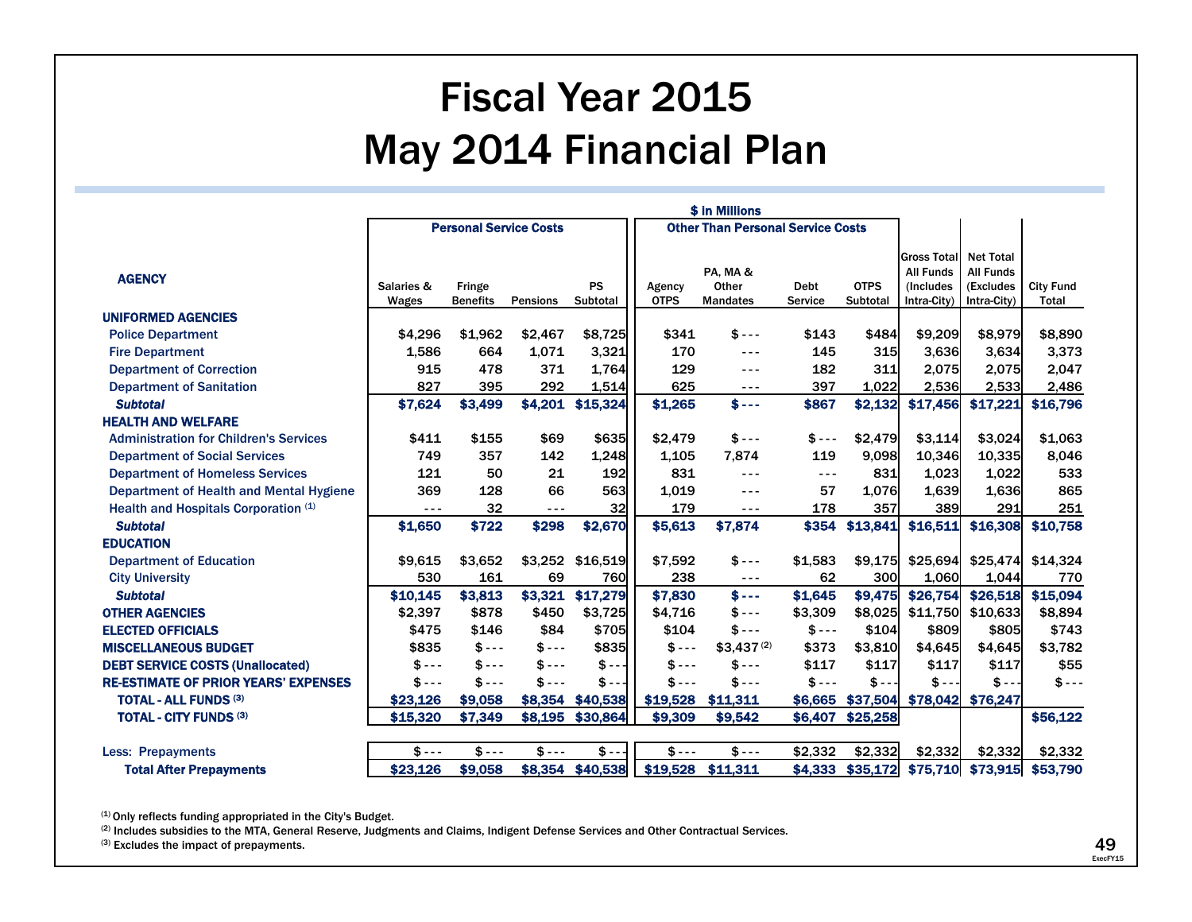# Fiscal Year 2015

# May 2014 Financial Plan

$ in Millions

| AGENCY | Personal Service Costs | | | | Other Than Personal Service Costs | | | | | | |
|---|---|---|---|---|---|---|---|---|---|---|---|
| | Salaries & Wages | Fringe Benefits | Pensions | PS Subtotal | Agency OTPS | PA, MA & Other Mandates | Debt Service | OTPS Subtotal | Gross Total All Funds (Includes Intra-City) | Net Total All Funds (Excludes Intra-City) | City Fund Total |
| **UNIFORMED AGENCIES** | | | | | | | | | | | |
| Police Department | $4,296 | $1,962 | $2,467 | $8,725 | $341 | $ --- | $143 | $484 | $9,209 | $8,979 | $8,890 |
| Fire Department | 1,586 | 664 | 1,071 | 3,321 | 170 | --- | 145 | 315 | 3,636 | 3,634 | 3,373 |
| Department of Correction | 915 | 478 | 371 | 1,764 | 129 | --- | 182 | 311 | 2,075 | 2,075 | 2,047 |
| Department of Sanitation | 827 | 395 | 292 | 1,514 | 625 | --- | 397 | 1,022 | 2,536 | 2,533 | 2,486 |
| ***Subtotal*** | **$7,624** | **$3,499** | **$4,201** | **$15,324** | **$1,265** | **$ ---** | **$867** | **$2,132** | **$17,456** | **$17,221** | **$16,796** |
| **HEALTH AND WELFARE** | | | | | | | | | | | |
| Administration for Children's Services | $411 | $155 | $69 | $635 | $2,479 | $ --- | $ --- | $2,479 | $3,114 | $3,024 | $1,063 |
| Department of Social Services | 749 | 357 | 142 | 1,248 | 1,105 | 7,874 | 119 | 9,098 | 10,346 | 10,335 | 8,046 |
| Department of Homeless Services | 121 | 50 | 21 | 192 | 831 | --- | --- | 831 | 1,023 | 1,022 | 533 |
| Department of Health and Mental Hygiene | 369 | 128 | 66 | 563 | 1,019 | --- | 57 | 1,076 | 1,639 | 1,636 | 865 |
| Health and Hospitals Corporation (1) | --- | 32 | --- | 32 | 179 | --- | 178 | 357 | 389 | 291 | 251 |
| ***Subtotal*** | **$1,650** | **$722** | **$298** | **$2,670** | **$5,613** | **$7,874** | **$354** | **$13,841** | **$16,511** | **$16,308** | **$10,758** |
| **EDUCATION** | | | | | | | | | | | |
| Department of Education | $9,615 | $3,652 | $3,252 | $16,519 | $7,592 | $ --- | $1,583 | $9,175 | $25,694 | $25,474 | $14,324 |
| City University | 530 | 161 | 69 | 760 | 238 | --- | 62 | 300 | 1,060 | 1,044 | 770 |
| ***Subtotal*** | **$10,145** | **$3,813** | **$3,321** | **$17,279** | **$7,830** | **$ ---** | **$1,645** | **$9,475** | **$26,754** | **$26,518** | **$15,094** |
| **OTHER AGENCIES** | $2,397 | $878 | $450 | $3,725 | $4,716 | $ --- | $3,309 | $8,025 | $11,750 | $10,633 | $8,894 |
| **ELECTED OFFICIALS** | $475 | $146 | $84 | $705 | $104 | $ --- | $ --- | $104 | $809 | $805 | $743 |
| **MISCELLANEOUS BUDGET** | $835 | $ --- | $ --- | $835 | $ --- | $3,437 (2) | $373 | $3,810 | $4,645 | $4,645 | $3,782 |
| **DEBT SERVICE COSTS (Unallocated)** | $ --- | $ --- | $ --- | $ --- | $ --- | $ --- | $117 | $117 | $117 | $117 | $55 |
| **RE-ESTIMATE OF PRIOR YEARS' EXPENSES** | $ --- | $ --- | $ --- | $ --- | $ --- | $ --- | $ --- | $ --- | $ --- | $ --- | $ --- |
| **TOTAL - ALL FUNDS (3)** | **$23,126** | **$9,058** | **$8,354** | **$40,538** | **$19,528** | **$11,311** | **$6,665** | **$37,504** | **$78,042** | **$76,247** | |
| **TOTAL - CITY FUNDS (3)** | **$15,320** | **$7,349** | **$8,195** | **$30,864** | **$9,309** | **$9,542** | **$6,407** | **$25,258** | | | **$56,122** |
| Less: Prepayments | $ --- | $ --- | $ --- | $ --- | $ --- | $ --- | $2,332 | $2,332 | $2,332 | $2,332 | $2,332 |
| **Total After Prepayments** | **$23,126** | **$9,058** | **$8,354** | **$40,538** | **$19,528** | **$11,311** | **$4,333** | **$35,172** | **$75,710** | **$73,915** | **$53,790** |

(1) Only reflects funding appropriated in the City's Budget.
(2) Includes subsidies to the MTA, General Reserve, Judgments and Claims, Indigent Defense Services and Other Contractual Services.
(3) Excludes the impact of prepayments.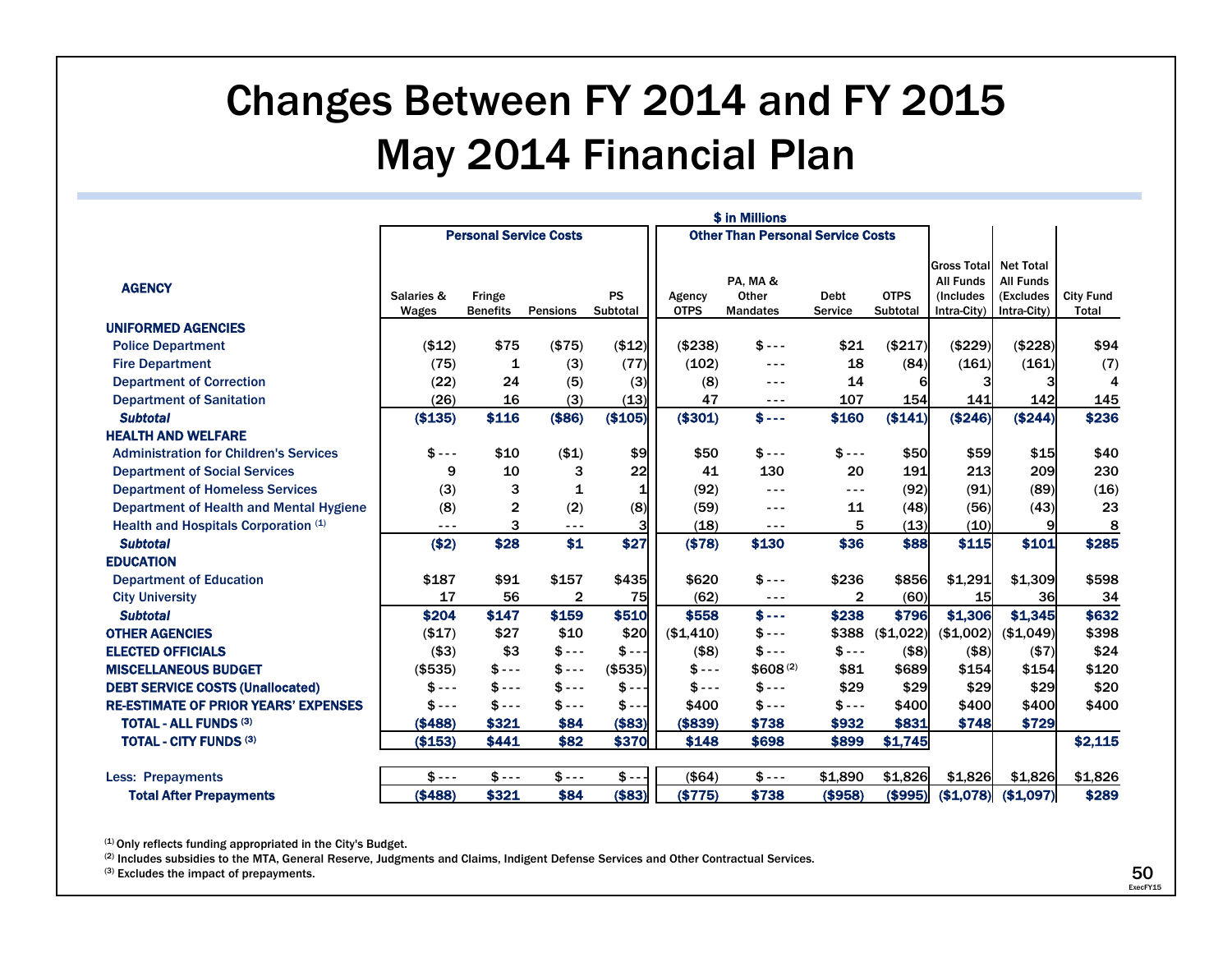# Changes Between FY 2014 and FY 2015
# May 2014 Financial Plan

$ in Millions

| AGENCY | Personal Service Costs | | | | Other Than Personal Service Costs | | | | | | |
|---|---|---|---|---|---|---|---|---|---|---|---|
| | Salaries & Wages | Fringe Benefits | Pensions | PS Subtotal | Agency OTPS | PA, MA & Other Mandates | Debt Service | OTPS Subtotal | Gross Total All Funds (Includes Intra-City) | Net Total All Funds (Excludes Intra-City) | City Fund Total |
| **UNIFORMED AGENCIES** | | | | | | | | | | | |
| Police Department | ($12) | $75 | ($75) | ($12) | ($238) | $ --- | $21 | ($217) | ($229) | ($228) | $94 |
| Fire Department | (75) | 1 | (3) | (77) | (102) | --- | 18 | (84) | (161) | (161) | (7) |
| Department of Correction | (22) | 24 | (5) | (3) | (8) | --- | 14 | 6 | 3 | 3 | 4 |
| Department of Sanitation | (26) | 16 | (3) | (13) | 47 | --- | 107 | 154 | 141 | 142 | 145 |
| ***Subtotal*** | **($135)** | **$116** | **($86)** | **($105)** | **($301)** | **$ ---** | **$160** | **($141)** | **($246)** | **($244)** | **$236** |
| **HEALTH AND WELFARE** | | | | | | | | | | | |
| Administration for Children's Services | $ --- | $10 | ($1) | $9 | $50 | $ --- | $ --- | $50 | $59 | $15 | $40 |
| Department of Social Services | 9 | 10 | 3 | 22 | 41 | 130 | 20 | 191 | 213 | 209 | 230 |
| Department of Homeless Services | (3) | 3 | 1 | 1 | (92) | --- | --- | (92) | (91) | (89) | (16) |
| Department of Health and Mental Hygiene | (8) | 2 | (2) | (8) | (59) | --- | 11 | (48) | (56) | (43) | 23 |
| Health and Hospitals Corporation (1) | --- | 3 | --- | 3 | (18) | --- | 5 | (13) | (10) | 9 | 8 |
| ***Subtotal*** | **($2)** | **$28** | **$1** | **$27** | **($78)** | **$130** | **$36** | **$88** | **$115** | **$101** | **$285** |
| **EDUCATION** | | | | | | | | | | | |
| Department of Education | $187 | $91 | $157 | $435 | $620 | $ --- | $236 | $856 | $1,291 | $1,309 | $598 |
| City University | 17 | 56 | 2 | 75 | (62) | --- | 2 | (60) | 15 | 36 | 34 |
| ***Subtotal*** | **$204** | **$147** | **$159** | **$510** | **$558** | **$ ---** | **$238** | **$796** | **$1,306** | **$1,345** | **$632** |
| **OTHER AGENCIES** | ($17) | $27 | $10 | $20 | ($1,410) | $ --- | $388 | ($1,022) | ($1,002) | ($1,049) | $398 |
| **ELECTED OFFICIALS** | ($3) | $3 | $ --- | $ --- | ($8) | $ --- | $ --- | ($8) | ($8) | ($7) | $24 |
| **MISCELLANEOUS BUDGET** | ($535) | $ --- | $ --- | ($535) | $ --- | $608 (2) | $81 | $689 | $154 | $154 | $120 |
| **DEBT SERVICE COSTS (Unallocated)** | $ --- | $ --- | $ --- | $ --- | $ --- | $ --- | $29 | $29 | $29 | $29 | $20 |
| **RE-ESTIMATE OF PRIOR YEARS' EXPENSES** | $ --- | $ --- | $ --- | $ --- | $400 | $ --- | $ --- | $400 | $400 | $400 | $400 |
| **TOTAL - ALL FUNDS (3)** | **($488)** | **$321** | **$84** | **($83)** | **($839)** | **$738** | **$932** | **$831** | **$748** | **$729** | |
| **TOTAL - CITY FUNDS (3)** | **($153)** | **$441** | **$82** | **$370** | **$148** | **$698** | **$899** | **$1,745** | | | **$2,115** |
| Less: Prepayments | $ --- | $ --- | $ --- | $ --- | ($64) | $ --- | $1,890 | $1,826 | $1,826 | $1,826 | $1,826 |
| **Total After Prepayments** | **($488)** | **$321** | **$84** | **($83)** | **($775)** | **$738** | **($958)** | **($995)** | **($1,078)** | **($1,097)** | **$289** |

(1) Only reflects funding appropriated in the City's Budget.
(2) Includes subsidies to the MTA, General Reserve, Judgments and Claims, Indigent Defense Services and Other Contractual Services.
(3) Excludes the impact of prepayments.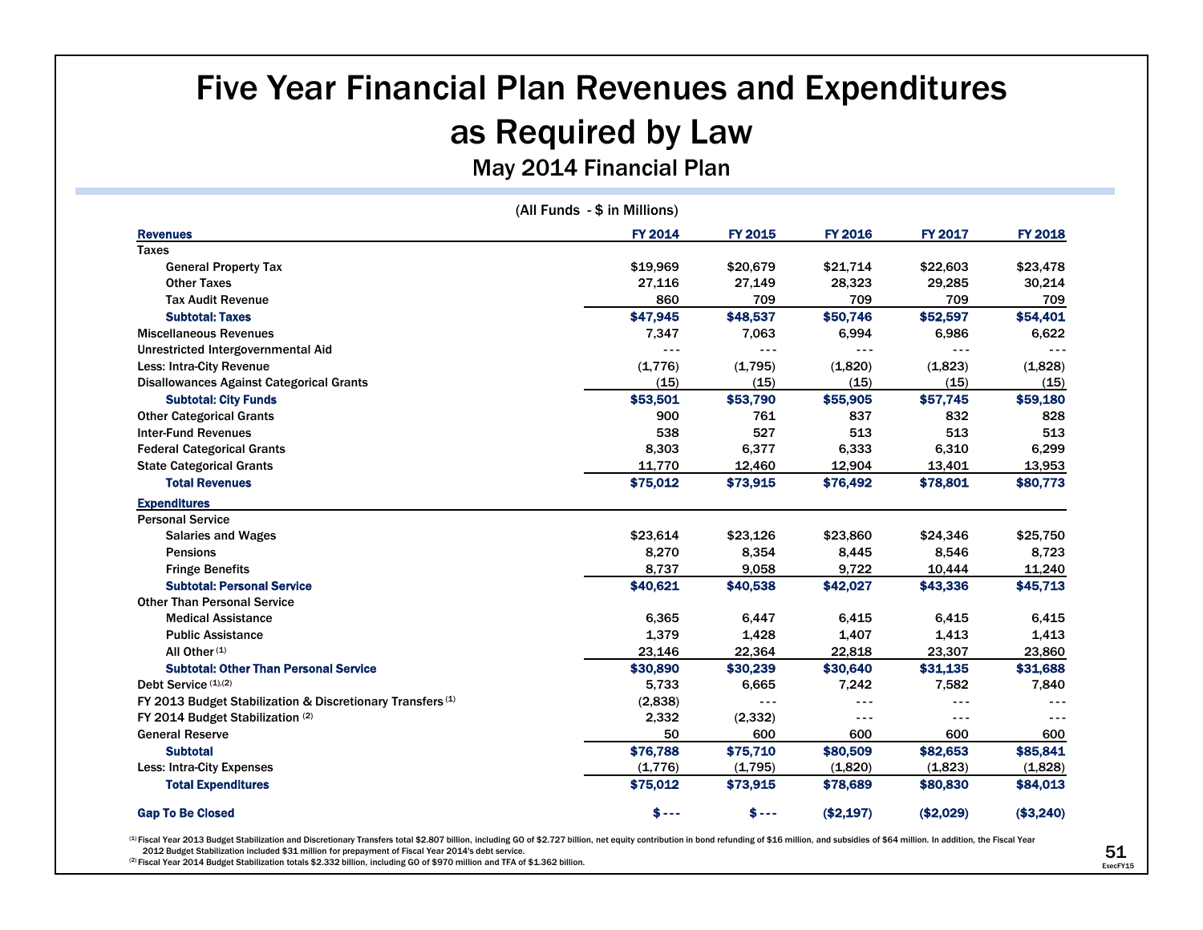# Five Year Financial Plan Revenues and Expenditures as Required by Law

## May 2014 Financial Plan

(All Funds - $ in Millions)

| Revenues | FY 2014 | FY 2015 | FY 2016 | FY 2017 | FY 2018 |
|---|---|---|---|---|---|
| Taxes | | | | | |
| General Property Tax | $19,969 | $20,679 | $21,714 | $22,603 | $23,478 |
| Other Taxes | 27,116 | 27,149 | 28,323 | 29,285 | 30,214 |
| Tax Audit Revenue | 860 | 709 | 709 | 709 | 709 |
| **Subtotal: Taxes** | **$47,945** | **$48,537** | **$50,746** | **$52,597** | **$54,401** |
| Miscellaneous Revenues | 7,347 | 7,063 | 6,994 | 6,986 | 6,622 |
| Unrestricted Intergovernmental Aid | - - - | - - - | - - - | - - - | - - - |
| Less: Intra-City Revenue | (1,776) | (1,795) | (1,820) | (1,823) | (1,828) |
| Disallowances Against Categorical Grants | (15) | (15) | (15) | (15) | (15) |
| **Subtotal: City Funds** | **$53,501** | **$53,790** | **$55,905** | **$57,745** | **$59,180** |
| Other Categorical Grants | 900 | 761 | 837 | 832 | 828 |
| Inter-Fund Revenues | 538 | 527 | 513 | 513 | 513 |
| Federal Categorical Grants | 8,303 | 6,377 | 6,333 | 6,310 | 6,299 |
| State Categorical Grants | 11,770 | 12,460 | 12,904 | 13,401 | 13,953 |
| **Total Revenues** | **$75,012** | **$73,915** | **$76,492** | **$78,801** | **$80,773** |
| **Expenditures** | | | | | |
| Personal Service | | | | | |
| Salaries and Wages | $23,614 | $23,126 | $23,860 | $24,346 | $25,750 |
| Pensions | 8,270 | 8,354 | 8,445 | 8,546 | 8,723 |
| Fringe Benefits | 8,737 | 9,058 | 9,722 | 10,444 | 11,240 |
| **Subtotal: Personal Service** | **$40,621** | **$40,538** | **$42,027** | **$43,336** | **$45,713** |
| Other Than Personal Service | | | | | |
| Medical Assistance | 6,365 | 6,447 | 6,415 | 6,415 | 6,415 |
| Public Assistance | 1,379 | 1,428 | 1,407 | 1,413 | 1,413 |
| All Other [(1)] | 23,146 | 22,364 | 22,818 | 23,307 | 23,860 |
| **Subtotal: Other Than Personal Service** | **$30,890** | **$30,239** | **$30,640** | **$31,135** | **$31,688** |
| Debt Service [(1),(2)] | 5,733 | 6,665 | 7,242 | 7,582 | 7,840 |
| FY 2013 Budget Stabilization & Discretionary Transfers [(1)] | (2,838) | - - - | - - - | - - - | - - - |
| FY 2014 Budget Stabilization [(2)] | 2,332 | (2,332) | - - - | - - - | - - - |
| General Reserve | 50 | 600 | 600 | 600 | 600 |
| **Subtotal** | **$76,788** | **$75,710** | **$80,509** | **$82,653** | **$85,841** |
| Less: Intra-City Expenses | (1,776) | (1,795) | (1,820) | (1,823) | (1,828) |
| **Total Expenditures** | **$75,012** | **$73,915** | **$78,689** | **$80,830** | **$84,013** |
| **Gap To Be Closed** | **$ - - -** | **$ - - -** | **($2,197)** | **($2,029)** | **($3,240)** |

[(1)] Fiscal Year 2013 Budget Stabilization and Discretionary Transfers total $2.807 billion, including GO of $2.727 billion, net equity contribution in bond refunding of $16 million, and subsidies of $64 million. In addition, the Fiscal Year 2012 Budget Stabilization included $31 million for prepayment of Fiscal Year 2014's debt service.

[(2)] Fiscal Year 2014 Budget Stabilization totals $2.332 billion, including GO of $970 million and TFA of $1.362 billion.